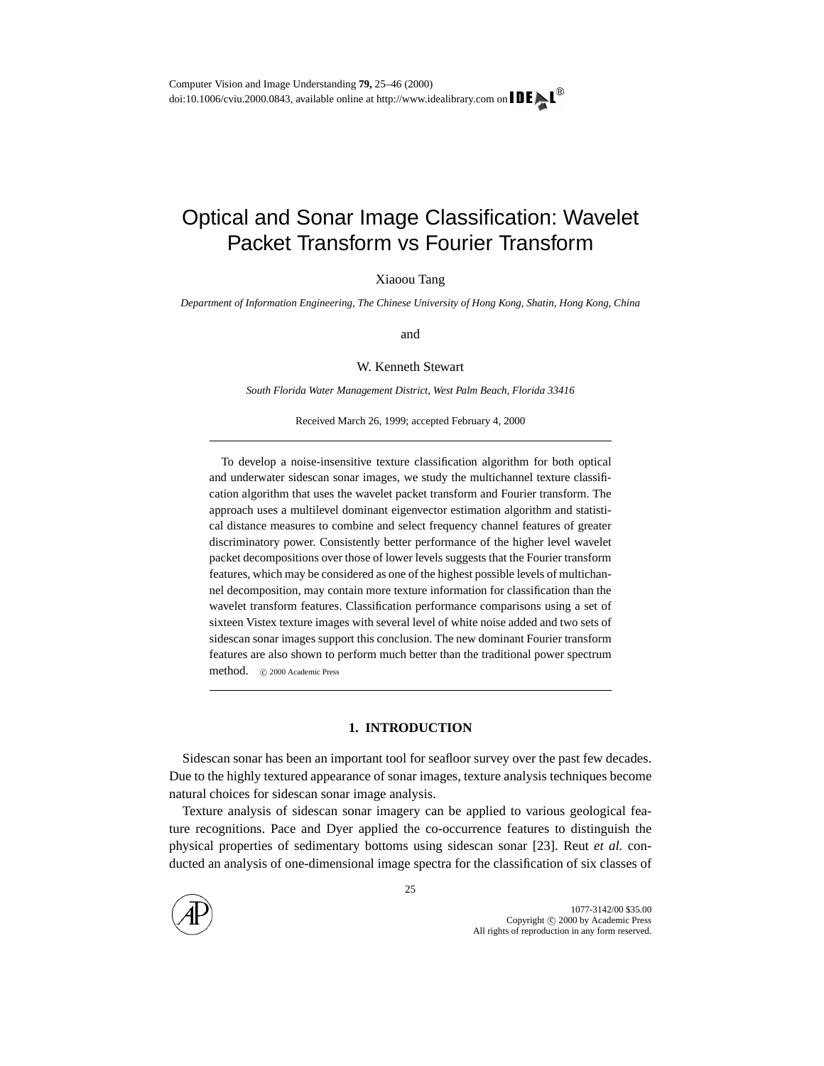# Optical and Sonar Image Classification: Wavelet Packet Transform vs Fourier Transform

Xiaoou Tang

*Department of Information Engineering, The Chinese University of Hong Kong, Shatin, Hong Kong, China*

and

W. Kenneth Stewart

*South Florida Water Management District, West Palm Beach, Florida 33416*

Received March 26, 1999; accepted February 4, 2000

To develop a noise-insensitive texture classification algorithm for both optical and underwater sidescan sonar images, we study the multichannel texture classification algorithm that uses the wavelet packet transform and Fourier transform. The approach uses a multilevel dominant eigenvector estimation algorithm and statistical distance measures to combine and select frequency channel features of greater discriminatory power. Consistently better performance of the higher level wavelet packet decompositions over those of lower levels suggests that the Fourier transform features, which may be considered as one of the highest possible levels of multichannel decomposition, may contain more texture information for classification than the wavelet transform features. Classification performance comparisons using a set of sixteen Vistex texture images with several level of white noise added and two sets of sidescan sonar images support this conclusion. The new dominant Fourier transform features are also shown to perform much better than the traditional power spectrum method. © 2000 Academic Press

## 1. INTRODUCTION

Sidescan sonar has been an important tool for seafloor survey over the past few decades. Due to the highly textured appearance of sonar images, texture analysis techniques become natural choices for sidescan sonar image analysis.

Texture analysis of sidescan sonar imagery can be applied to various geological feature recognitions. Pace and Dyer applied the co-occurrence features to distinguish the physical properties of sedimentary bottoms using sidescan sonar [23]. Reut *et al.* conducted an analysis of one-dimensional image spectra for the classification of six classes of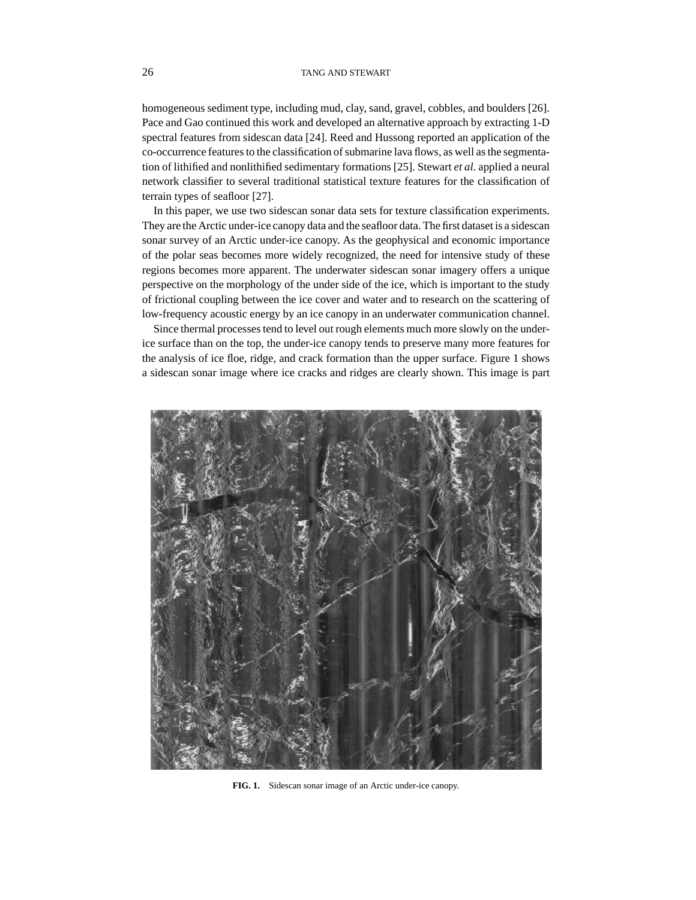homogeneous sediment type, including mud, clay, sand, gravel, cobbles, and boulders [26]. Pace and Gao continued this work and developed an alternative approach by extracting 1-D spectral features from sidescan data [24]. Reed and Hussong reported an application of the co-occurrence features to the classification of submarine lava flows, as well as the segmentation of lithified and nonlithified sedimentary formations [25]. Stewart *et al.* applied a neural network classifier to several traditional statistical texture features for the classification of terrain types of seafloor [27].

In this paper, we use two sidescan sonar data sets for texture classification experiments. They are the Arctic under-ice canopy data and the seafloor data. The first dataset is a sidescan sonar survey of an Arctic under-ice canopy. As the geophysical and economic importance of the polar seas becomes more widely recognized, the need for intensive study of these regions becomes more apparent. The underwater sidescan sonar imagery offers a unique perspective on the morphology of the under side of the ice, which is important to the study of frictional coupling between the ice cover and water and to research on the scattering of low-frequency acoustic energy by an ice canopy in an underwater communication channel.

Since thermal processes tend to level out rough elements much more slowly on the under-ice surface than on the top, the under-ice canopy tends to preserve many more features for the analysis of ice floe, ridge, and crack formation than the upper surface. Figure 1 shows a sidescan sonar image where ice cracks and ridges are clearly shown. This image is part

**FIG. 1.** Sidescan sonar image of an Arctic under-ice canopy.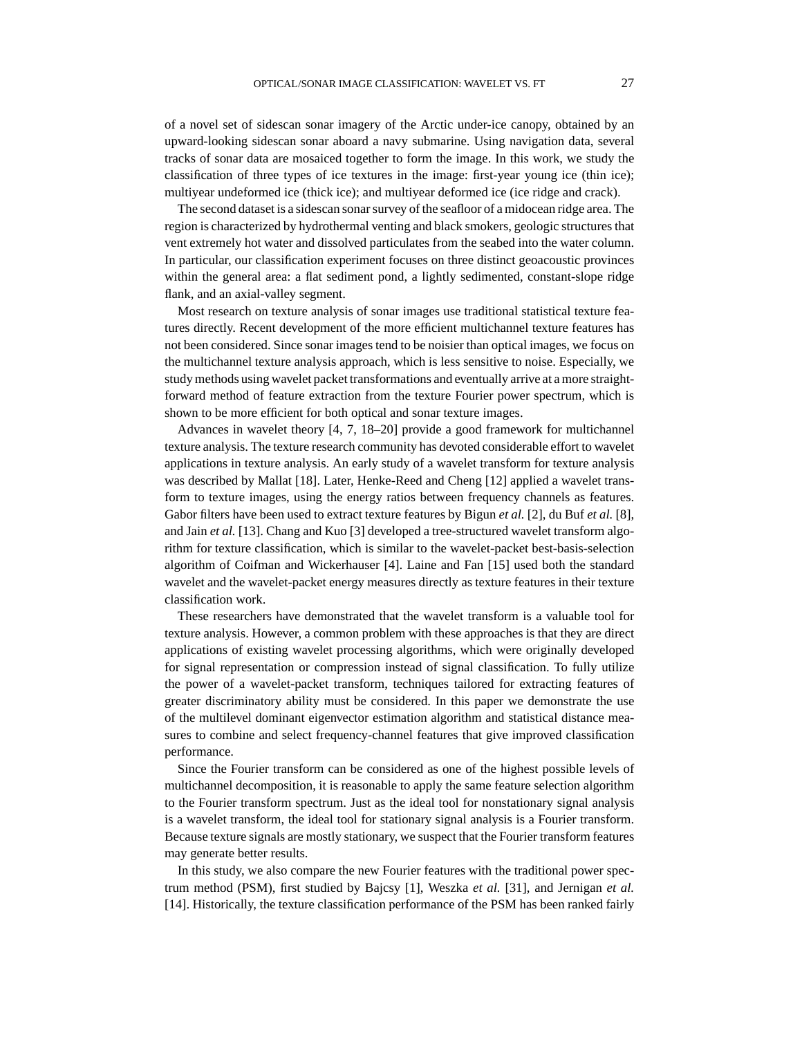of a novel set of sidescan sonar imagery of the Arctic under-ice canopy, obtained by an upward-looking sidescan sonar aboard a navy submarine. Using navigation data, several tracks of sonar data are mosaiced together to form the image. In this work, we study the classification of three types of ice textures in the image: first-year young ice (thin ice); multiyear undeformed ice (thick ice); and multiyear deformed ice (ice ridge and crack).

The second dataset is a sidescan sonar survey of the seafloor of a midocean ridge area. The region is characterized by hydrothermal venting and black smokers, geologic structures that vent extremely hot water and dissolved particulates from the seabed into the water column. In particular, our classification experiment focuses on three distinct geoacoustic provinces within the general area: a flat sediment pond, a lightly sedimented, constant-slope ridge flank, and an axial-valley segment.

Most research on texture analysis of sonar images use traditional statistical texture features directly. Recent development of the more efficient multichannel texture features has not been considered. Since sonar images tend to be noisier than optical images, we focus on the multichannel texture analysis approach, which is less sensitive to noise. Especially, we study methods using wavelet packet transformations and eventually arrive at a more straightforward method of feature extraction from the texture Fourier power spectrum, which is shown to be more efficient for both optical and sonar texture images.

Advances in wavelet theory [4, 7, 18–20] provide a good framework for multichannel texture analysis. The texture research community has devoted considerable effort to wavelet applications in texture analysis. An early study of a wavelet transform for texture analysis was described by Mallat [18]. Later, Henke-Reed and Cheng [12] applied a wavelet transform to texture images, using the energy ratios between frequency channels as features. Gabor filters have been used to extract texture features by Bigun *et al.* [2], du Buf *et al.* [8], and Jain *et al.* [13]. Chang and Kuo [3] developed a tree-structured wavelet transform algorithm for texture classification, which is similar to the wavelet-packet best-basis-selection algorithm of Coifman and Wickerhauser [4]. Laine and Fan [15] used both the standard wavelet and the wavelet-packet energy measures directly as texture features in their texture classification work.

These researchers have demonstrated that the wavelet transform is a valuable tool for texture analysis. However, a common problem with these approaches is that they are direct applications of existing wavelet processing algorithms, which were originally developed for signal representation or compression instead of signal classification. To fully utilize the power of a wavelet-packet transform, techniques tailored for extracting features of greater discriminatory ability must be considered. In this paper we demonstrate the use of the multilevel dominant eigenvector estimation algorithm and statistical distance measures to combine and select frequency-channel features that give improved classification performance.

Since the Fourier transform can be considered as one of the highest possible levels of multichannel decomposition, it is reasonable to apply the same feature selection algorithm to the Fourier transform spectrum. Just as the ideal tool for nonstationary signal analysis is a wavelet transform, the ideal tool for stationary signal analysis is a Fourier transform. Because texture signals are mostly stationary, we suspect that the Fourier transform features may generate better results.

In this study, we also compare the new Fourier features with the traditional power spectrum method (PSM), first studied by Bajcsy [1], Weszka *et al.* [31], and Jernigan *et al.* [14]. Historically, the texture classification performance of the PSM has been ranked fairly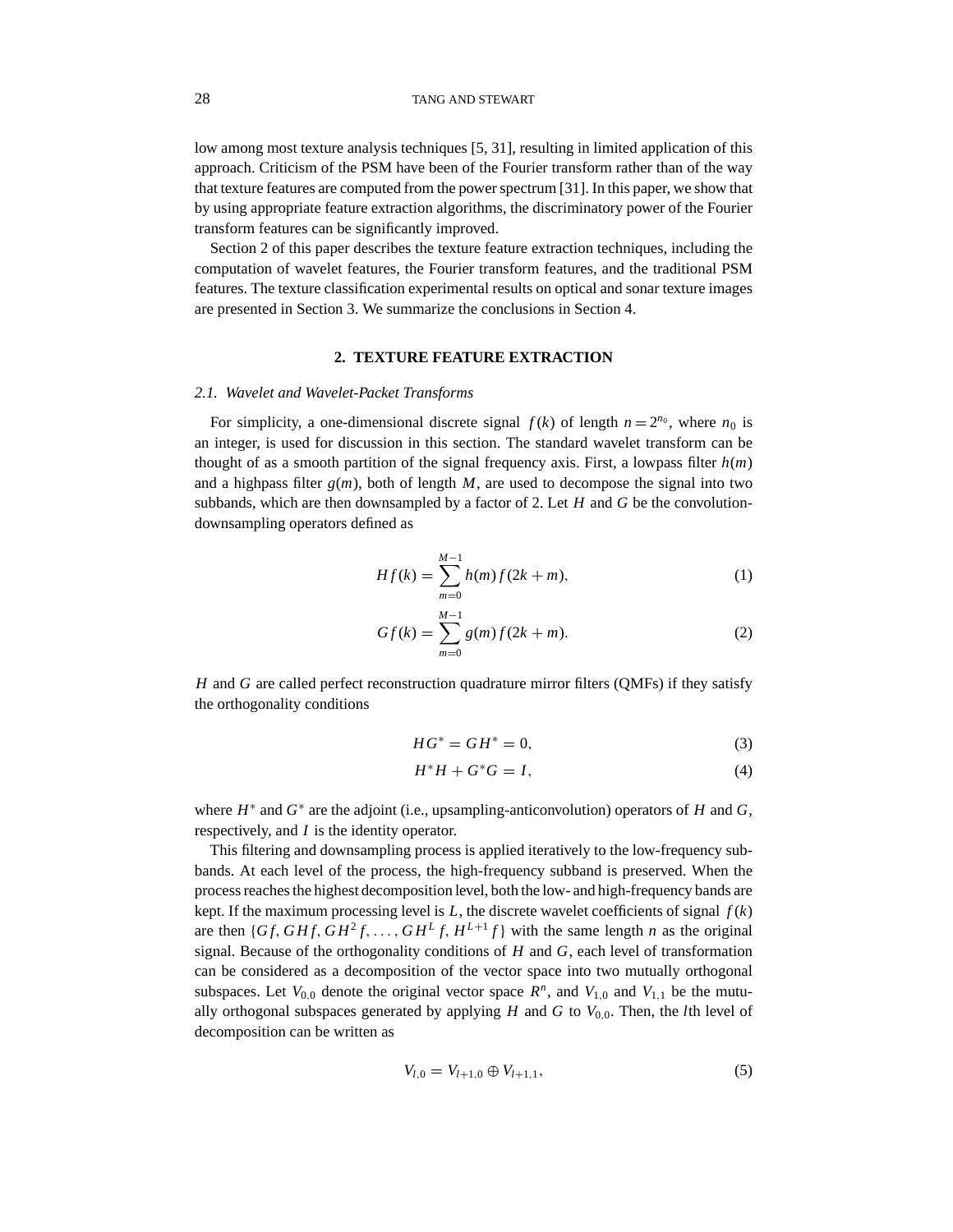low among most texture analysis techniques [5, 31], resulting in limited application of this approach. Criticism of the PSM have been of the Fourier transform rather than of the way that texture features are computed from the power spectrum [31]. In this paper, we show that by using appropriate feature extraction algorithms, the discriminatory power of the Fourier transform features can be significantly improved.

Section 2 of this paper describes the texture feature extraction techniques, including the computation of wavelet features, the Fourier transform features, and the traditional PSM features. The texture classification experimental results on optical and sonar texture images are presented in Section 3. We summarize the conclusions in Section 4.

## 2. TEXTURE FEATURE EXTRACTION

### 2.1. Wavelet and Wavelet-Packet Transforms

For simplicity, a one-dimensional discrete signal $f(k)$ of length $n = 2^{n_0}$, where $n_0$ is an integer, is used for discussion in this section. The standard wavelet transform can be thought of as a smooth partition of the signal frequency axis. First, a lowpass filter $h(m)$ and a highpass filter $g(m)$, both of length $M$, are used to decompose the signal into two subbands, which are then downsampled by a factor of 2. Let $H$ and $G$ be the convolution-downsampling operators defined as

$$Hf(k) = \sum_{m=0}^{M-1} h(m) f(2k+m), \tag{1}$$

$$Gf(k) = \sum_{m=0}^{M-1} g(m) f(2k+m). \tag{2}$$

$H$ and $G$ are called perfect reconstruction quadrature mirror filters (QMFs) if they satisfy the orthogonality conditions

$$HG^* = GH^* = 0, \tag{3}$$

$$H^*H + G^*G = I, \tag{4}$$

where $H^*$ and $G^*$ are the adjoint (i.e., upsampling-anticonvolution) operators of $H$ and $G$, respectively, and $I$ is the identity operator.

This filtering and downsampling process is applied iteratively to the low-frequency subbands. At each level of the process, the high-frequency subband is preserved. When the process reaches the highest decomposition level, both the low- and high-frequency bands are kept. If the maximum processing level is $L$, the discrete wavelet coefficients of signal $f(k)$ are then $\{Gf, GHf, GH^2 f, \ldots, GH^L f, H^{L+1} f\}$ with the same length $n$ as the original signal. Because of the orthogonality conditions of $H$ and $G$, each level of transformation can be considered as a decomposition of the vector space into two mutually orthogonal subspaces. Let $V_{0,0}$ denote the original vector space $R^n$, and $V_{1,0}$ and $V_{1,1}$ be the mutually orthogonal subspaces generated by applying $H$ and $G$ to $V_{0,0}$. Then, the $l$th level of decomposition can be written as

$$V_{l,0} = V_{l+1,0} \oplus V_{l+1,1}, \tag{5}$$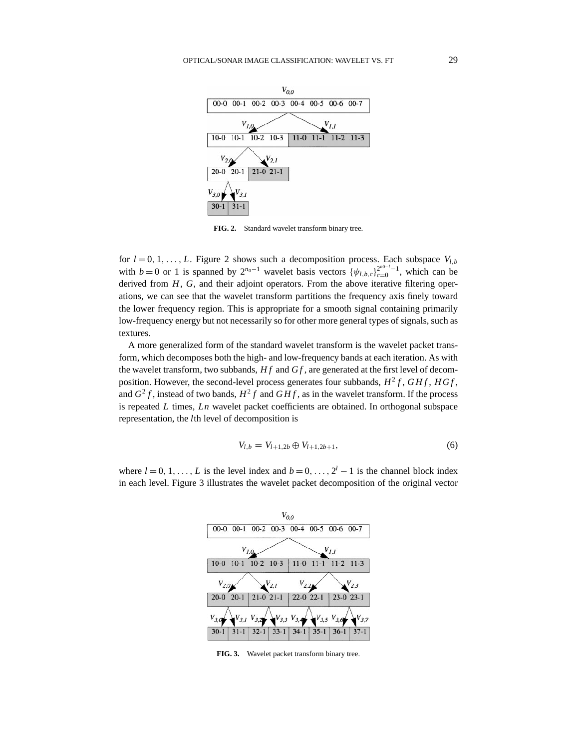FIG. 2. Standard wavelet transform binary tree.

for $l = 0, 1, \ldots, L$. Figure 2 shows such a decomposition process. Each subspace $V_{l,b}$ with $b = 0$ or 1 is spanned by $2^{n_0-1}$ wavelet basis vectors $\{\psi_{l,b,c}\}_{c=0}^{2^{n0-l}-1}$, which can be derived from $H$, $G$, and their adjoint operators. From the above iterative filtering operations, we can see that the wavelet transform partitions the frequency axis finely toward the lower frequency region. This is appropriate for a smooth signal containing primarily low-frequency energy but not necessarily so for other more general types of signals, such as textures.

A more generalized form of the standard wavelet transform is the wavelet packet transform, which decomposes both the high- and low-frequency bands at each iteration. As with the wavelet transform, two subbands, $Hf$ and $Gf$, are generated at the first level of decomposition. However, the second-level process generates four subbands, $H^2 f$, $GHf$, $HGf$, and $G^2 f$, instead of two bands, $H^2 f$ and $GHf$, as in the wavelet transform. If the process is repeated $L$ times, $Ln$ wavelet packet coefficients are obtained. In orthogonal subspace representation, the $l$th level of decomposition is

$$V_{l,b} = V_{l+1,2b} \oplus V_{l+1,2b+1}, \tag{6}$$

where $l = 0, 1, \ldots, L$ is the level index and $b = 0, \ldots, 2^l - 1$ is the channel block index in each level. Figure 3 illustrates the wavelet packet decomposition of the original vector

FIG. 3. Wavelet packet transform binary tree.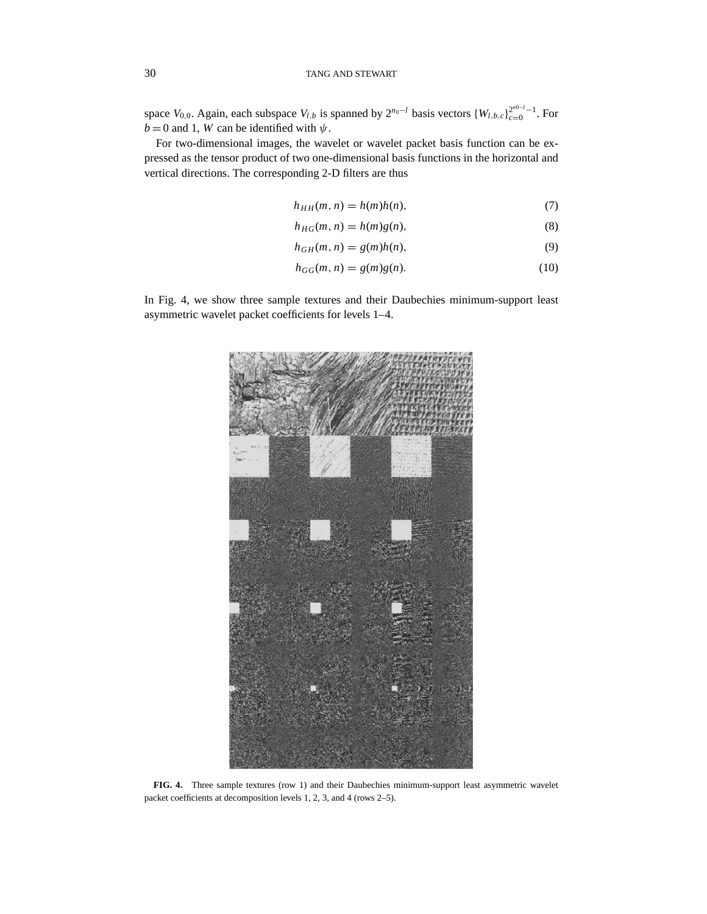space $V_{0,0}$. Again, each subspace $V_{l,b}$ is spanned by $2^{n_0-l}$ basis vectors $\{W_{l,b,c}\}_{c=0}^{2^{n0-l}-1}$. For $b = 0$ and 1, $W$ can be identified with $\psi$.

For two-dimensional images, the wavelet or wavelet packet basis function can be expressed as the tensor product of two one-dimensional basis functions in the horizontal and vertical directions. The corresponding 2-D filters are thus

$$h_{HH}(m,n) = h(m)h(n), \tag{7}$$

$$h_{HG}(m,n) = h(m)g(n), \tag{8}$$

$$h_{GH}(m,n) = g(m)h(n), \tag{9}$$

$$h_{GG}(m,n) = g(m)g(n). \tag{10}$$

In Fig. 4, we show three sample textures and their Daubechies minimum-support least asymmetric wavelet packet coefficients for levels 1–4.

**FIG. 4.** Three sample textures (row 1) and their Daubechies minimum-support least asymmetric wavelet packet coefficients at decomposition levels 1, 2, 3, and 4 (rows 2–5).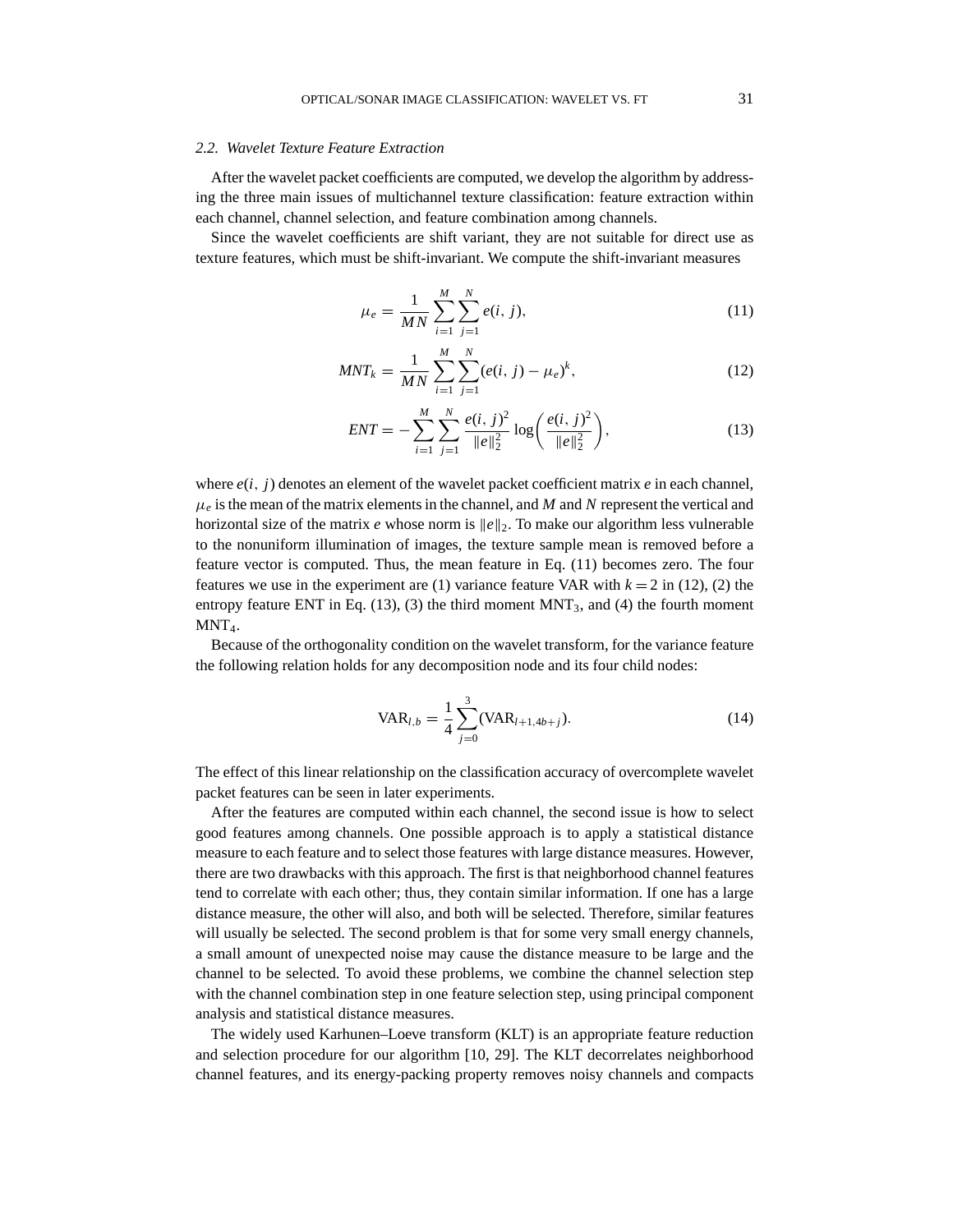### 2.2. Wavelet Texture Feature Extraction

After the wavelet packet coefficients are computed, we develop the algorithm by addressing the three main issues of multichannel texture classification: feature extraction within each channel, channel selection, and feature combination among channels.

Since the wavelet coefficients are shift variant, they are not suitable for direct use as texture features, which must be shift-invariant. We compute the shift-invariant measures

$$\mu_e = \frac{1}{MN}\sum_{i=1}^{M}\sum_{j=1}^{N} e(i,j), \tag{11}$$

$$MNT_k = \frac{1}{MN}\sum_{i=1}^{M}\sum_{j=1}^{N}(e(i,j)-\mu_e)^k, \tag{12}$$

$$ENT = -\sum_{i=1}^{M}\sum_{j=1}^{N}\frac{e(i,j)^2}{\|e\|_2^2}\log\left(\frac{e(i,j)^2}{\|e\|_2^2}\right), \tag{13}$$

where $e(i,j)$ denotes an element of the wavelet packet coefficient matrix $e$ in each channel, $\mu_e$ is the mean of the matrix elements in the channel, and $M$ and $N$ represent the vertical and horizontal size of the matrix $e$ whose norm is $\|e\|_2$. To make our algorithm less vulnerable to the nonuniform illumination of images, the texture sample mean is removed before a feature vector is computed. Thus, the mean feature in Eq. (11) becomes zero. The four features we use in the experiment are (1) variance feature VAR with $k = 2$ in (12), (2) the entropy feature ENT in Eq. (13), (3) the third moment $\text{MNT}_3$, and (4) the fourth moment $\text{MNT}_4$.

Because of the orthogonality condition on the wavelet transform, for the variance feature the following relation holds for any decomposition node and its four child nodes:

$$\text{VAR}_{l,b} = \frac{1}{4}\sum_{j=0}^{3}(\text{VAR}_{l+1,4b+j}). \tag{14}$$

The effect of this linear relationship on the classification accuracy of overcomplete wavelet packet features can be seen in later experiments.

After the features are computed within each channel, the second issue is how to select good features among channels. One possible approach is to apply a statistical distance measure to each feature and to select those features with large distance measures. However, there are two drawbacks with this approach. The first is that neighborhood channel features tend to correlate with each other; thus, they contain similar information. If one has a large distance measure, the other will also, and both will be selected. Therefore, similar features will usually be selected. The second problem is that for some very small energy channels, a small amount of unexpected noise may cause the distance measure to be large and the channel to be selected. To avoid these problems, we combine the channel selection step with the channel combination step in one feature selection step, using principal component analysis and statistical distance measures.

The widely used Karhunen–Loeve transform (KLT) is an appropriate feature reduction and selection procedure for our algorithm [10, 29]. The KLT decorrelates neighborhood channel features, and its energy-packing property removes noisy channels and compacts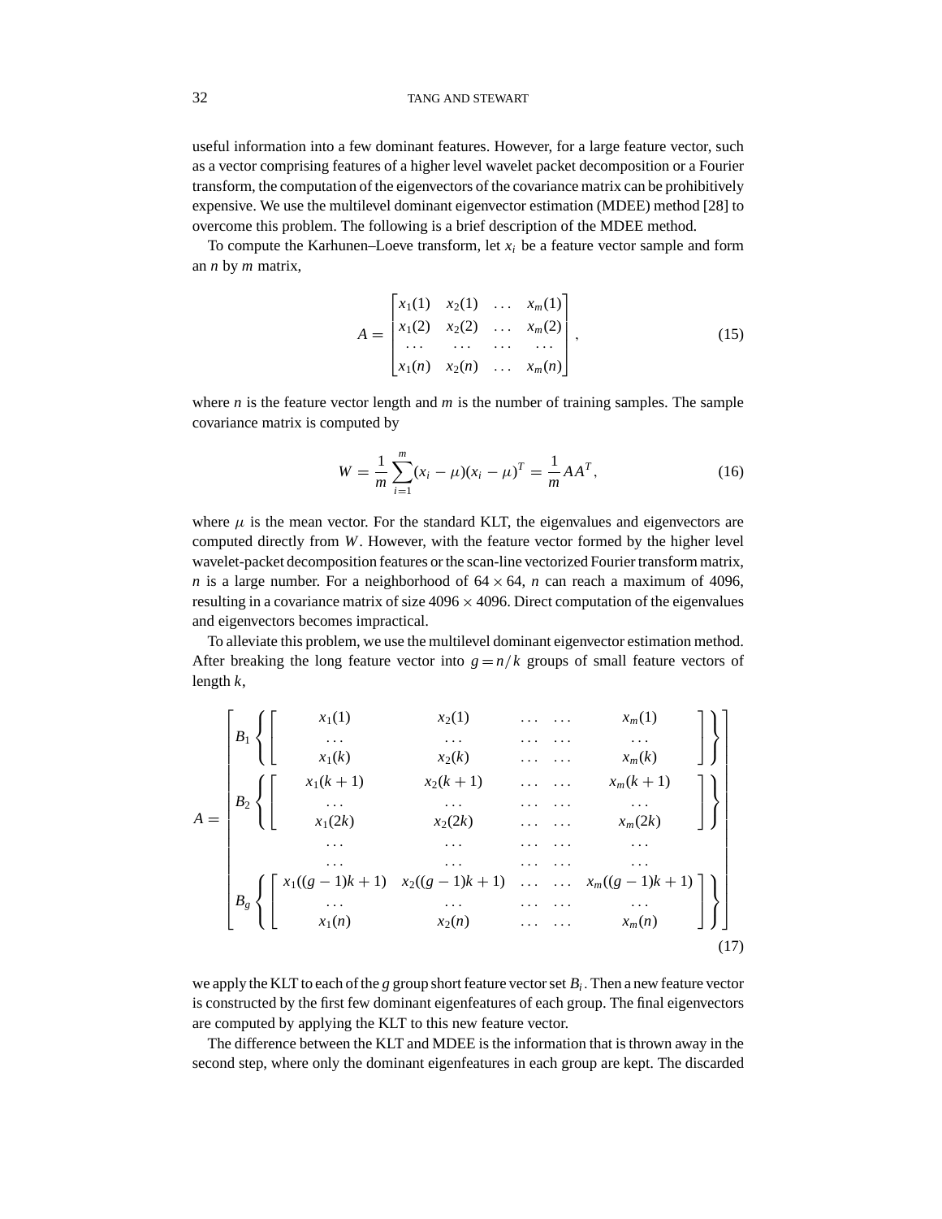useful information into a few dominant features. However, for a large feature vector, such as a vector comprising features of a higher level wavelet packet decomposition or a Fourier transform, the computation of the eigenvectors of the covariance matrix can be prohibitively expensive. We use the multilevel dominant eigenvector estimation (MDEE) method [28] to overcome this problem. The following is a brief description of the MDEE method.

To compute the Karhunen–Loeve transform, let $x_i$ be a feature vector sample and form an $n$ by $m$ matrix,

$$A = \begin{bmatrix} x_1(1) & x_2(1) & \dots & x_m(1) \\ x_1(2) & x_2(2) & \dots & x_m(2) \\ \dots & \dots & \dots & \dots \\ x_1(n) & x_2(n) & \dots & x_m(n) \end{bmatrix}, \tag{15}$$

where $n$ is the feature vector length and $m$ is the number of training samples. The sample covariance matrix is computed by

$$W = \frac{1}{m}\sum_{i=1}^{m}(x_i - \mu)(x_i - \mu)^T = \frac{1}{m}AA^T, \tag{16}$$

where $\mu$ is the mean vector. For the standard KLT, the eigenvalues and eigenvectors are computed directly from $W$. However, with the feature vector formed by the higher level wavelet-packet decomposition features or the scan-line vectorized Fourier transform matrix, $n$ is a large number. For a neighborhood of $64 \times 64$, $n$ can reach a maximum of 4096, resulting in a covariance matrix of size $4096 \times 4096$. Direct computation of the eigenvalues and eigenvectors becomes impractical.

To alleviate this problem, we use the multilevel dominant eigenvector estimation method. After breaking the long feature vector into $g = n/k$ groups of small feature vectors of length $k$,

$$A = \begin{bmatrix} B_1 \left\{ \begin{bmatrix} x_1(1) & x_2(1) & \dots & \dots & x_m(1) \\ \dots & \dots & \dots & \dots & \dots \\ x_1(k) & x_2(k) & \dots & \dots & x_m(k) \end{bmatrix} \right\} \\ B_2 \left\{ \begin{bmatrix} x_1(k+1) & x_2(k+1) & \dots & \dots & x_m(k+1) \\ \dots & \dots & \dots & \dots & \dots \\ x_1(2k) & x_2(2k) & \dots & \dots & x_m(2k) \end{bmatrix} \right\} \\ \begin{matrix} \dots & \dots & \dots & \dots & \dots \\ \dots & \dots & \dots & \dots & \dots \end{matrix} \\ B_g \left\{ \begin{bmatrix} x_1((g-1)k+1) & x_2((g-1)k+1) & \dots & \dots & x_m((g-1)k+1) \\ \dots & \dots & \dots & \dots & \dots \\ x_1(n) & x_2(n) & \dots & \dots & x_m(n) \end{bmatrix} \right\} \end{bmatrix} \tag{17}$$

we apply the KLT to each of the $g$ group short feature vector set $B_i$. Then a new feature vector is constructed by the first few dominant eigenfeatures of each group. The final eigenvectors are computed by applying the KLT to this new feature vector.

The difference between the KLT and MDEE is the information that is thrown away in the second step, where only the dominant eigenfeatures in each group are kept. The discarded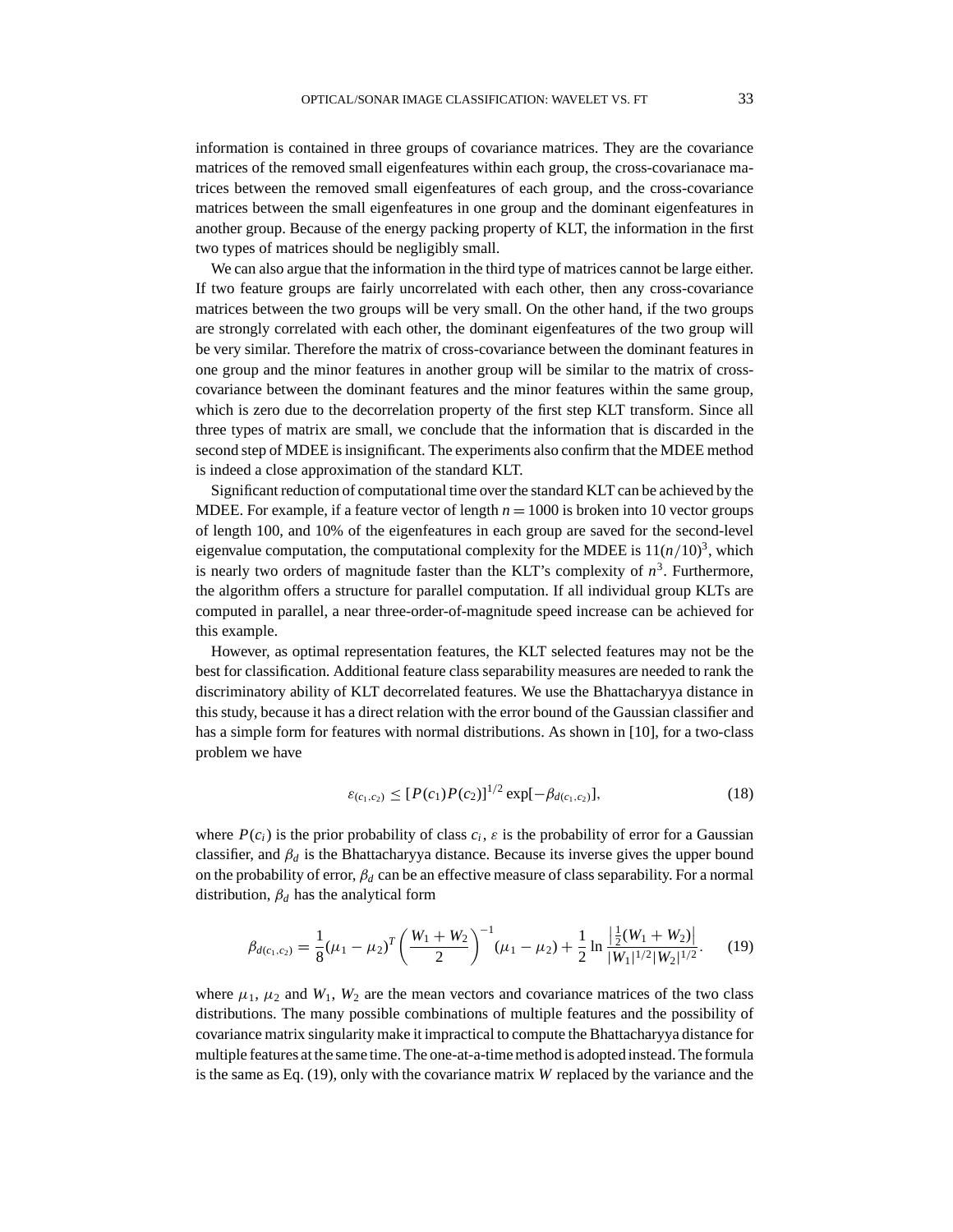information is contained in three groups of covariance matrices. They are the covariance matrices of the removed small eigenfeatures within each group, the cross-covarianace matrices between the removed small eigenfeatures of each group, and the cross-covariance matrices between the small eigenfeatures in one group and the dominant eigenfeatures in another group. Because of the energy packing property of KLT, the information in the first two types of matrices should be negligibly small.

We can also argue that the information in the third type of matrices cannot be large either. If two feature groups are fairly uncorrelated with each other, then any cross-covariance matrices between the two groups will be very small. On the other hand, if the two groups are strongly correlated with each other, the dominant eigenfeatures of the two group will be very similar. Therefore the matrix of cross-covariance between the dominant features in one group and the minor features in another group will be similar to the matrix of cross-covariance between the dominant features and the minor features within the same group, which is zero due to the decorrelation property of the first step KLT transform. Since all three types of matrix are small, we conclude that the information that is discarded in the second step of MDEE is insignificant. The experiments also confirm that the MDEE method is indeed a close approximation of the standard KLT.

Significant reduction of computational time over the standard KLT can be achieved by the MDEE. For example, if a feature vector of length $n = 1000$ is broken into 10 vector groups of length 100, and 10% of the eigenfeatures in each group are saved for the second-level eigenvalue computation, the computational complexity for the MDEE is $11(n/10)^3$, which is nearly two orders of magnitude faster than the KLT's complexity of $n^3$. Furthermore, the algorithm offers a structure for parallel computation. If all individual group KLTs are computed in parallel, a near three-order-of-magnitude speed increase can be achieved for this example.

However, as optimal representation features, the KLT selected features may not be the best for classification. Additional feature class separability measures are needed to rank the discriminatory ability of KLT decorrelated features. We use the Bhattacharyya distance in this study, because it has a direct relation with the error bound of the Gaussian classifier and has a simple form for features with normal distributions. As shown in [10], for a two-class problem we have

$$\varepsilon_{(c_1,c_2)} \leq [P(c_1)P(c_2)]^{1/2} \exp[-\beta_{d(c_1,c_2)}], \tag{18}$$

where $P(c_i)$ is the prior probability of class $c_i$, $\varepsilon$ is the probability of error for a Gaussian classifier, and $\beta_d$ is the Bhattacharyya distance. Because its inverse gives the upper bound on the probability of error, $\beta_d$ can be an effective measure of class separability. For a normal distribution, $\beta_d$ has the analytical form

$$\beta_{d(c_1,c_2)} = \frac{1}{8}(\mu_1 - \mu_2)^T \left(\frac{W_1 + W_2}{2}\right)^{-1} (\mu_1 - \mu_2) + \frac{1}{2} \ln \frac{\left|\frac{1}{2}(W_1 + W_2)\right|}{|W_1|^{1/2}|W_2|^{1/2}}. \tag{19}$$

where $\mu_1$, $\mu_2$ and $W_1$, $W_2$ are the mean vectors and covariance matrices of the two class distributions. The many possible combinations of multiple features and the possibility of covariance matrix singularity make it impractical to compute the Bhattacharyya distance for multiple features at the same time. The one-at-a-time method is adopted instead. The formula is the same as Eq. (19), only with the covariance matrix $W$ replaced by the variance and the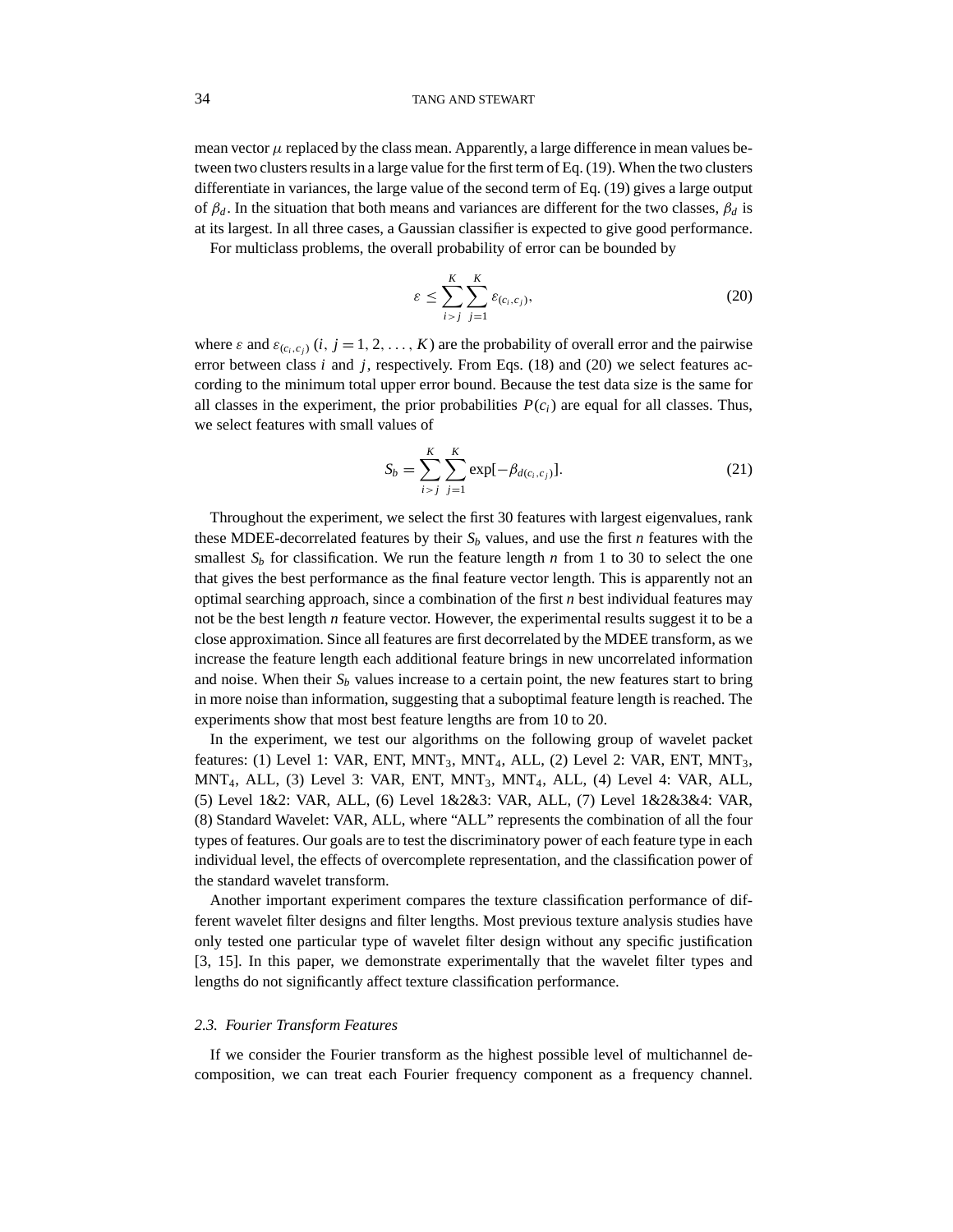mean vector $\mu$ replaced by the class mean. Apparently, a large difference in mean values between two clusters results in a large value for the first term of Eq. (19). When the two clusters differentiate in variances, the large value of the second term of Eq. (19) gives a large output of $\beta_d$. In the situation that both means and variances are different for the two classes, $\beta_d$ is at its largest. In all three cases, a Gaussian classifier is expected to give good performance.

For multiclass problems, the overall probability of error can be bounded by

$$\varepsilon \leq \sum_{i>j}^{K} \sum_{j=1}^{K} \varepsilon_{(c_i,c_j)}, \tag{20}$$

where $\varepsilon$ and $\varepsilon_{(c_i,c_j)}$ $(i, j = 1, 2, \ldots, K)$ are the probability of overall error and the pairwise error between class $i$ and $j$, respectively. From Eqs. (18) and (20) we select features according to the minimum total upper error bound. Because the test data size is the same for all classes in the experiment, the prior probabilities $P(c_i)$ are equal for all classes. Thus, we select features with small values of

$$S_b = \sum_{i>j}^{K} \sum_{j=1}^{K} \exp[-\beta_{d(c_i,c_j)}]. \tag{21}$$

Throughout the experiment, we select the first 30 features with largest eigenvalues, rank these MDEE-decorrelated features by their $S_b$ values, and use the first $n$ features with the smallest $S_b$ for classification. We run the feature length $n$ from 1 to 30 to select the one that gives the best performance as the final feature vector length. This is apparently not an optimal searching approach, since a combination of the first $n$ best individual features may not be the best length $n$ feature vector. However, the experimental results suggest it to be a close approximation. Since all features are first decorrelated by the MDEE transform, as we increase the feature length each additional feature brings in new uncorrelated information and noise. When their $S_b$ values increase to a certain point, the new features start to bring in more noise than information, suggesting that a suboptimal feature length is reached. The experiments show that most best feature lengths are from 10 to 20.

In the experiment, we test our algorithms on the following group of wavelet packet features: (1) Level 1: VAR, ENT, $\text{MNT}_3$, $\text{MNT}_4$, ALL, (2) Level 2: VAR, ENT, $\text{MNT}_3$, $\text{MNT}_4$, ALL, (3) Level 3: VAR, ENT, $\text{MNT}_3$, $\text{MNT}_4$, ALL, (4) Level 4: VAR, ALL, (5) Level 1&2: VAR, ALL, (6) Level 1&2&3: VAR, ALL, (7) Level 1&2&3&4: VAR, (8) Standard Wavelet: VAR, ALL, where "ALL" represents the combination of all the four types of features. Our goals are to test the discriminatory power of each feature type in each individual level, the effects of overcomplete representation, and the classification power of the standard wavelet transform.

Another important experiment compares the texture classification performance of different wavelet filter designs and filter lengths. Most previous texture analysis studies have only tested one particular type of wavelet filter design without any specific justification [3, 15]. In this paper, we demonstrate experimentally that the wavelet filter types and lengths do not significantly affect texture classification performance.

### 2.3. Fourier Transform Features

If we consider the Fourier transform as the highest possible level of multichannel decomposition, we can treat each Fourier frequency component as a frequency channel.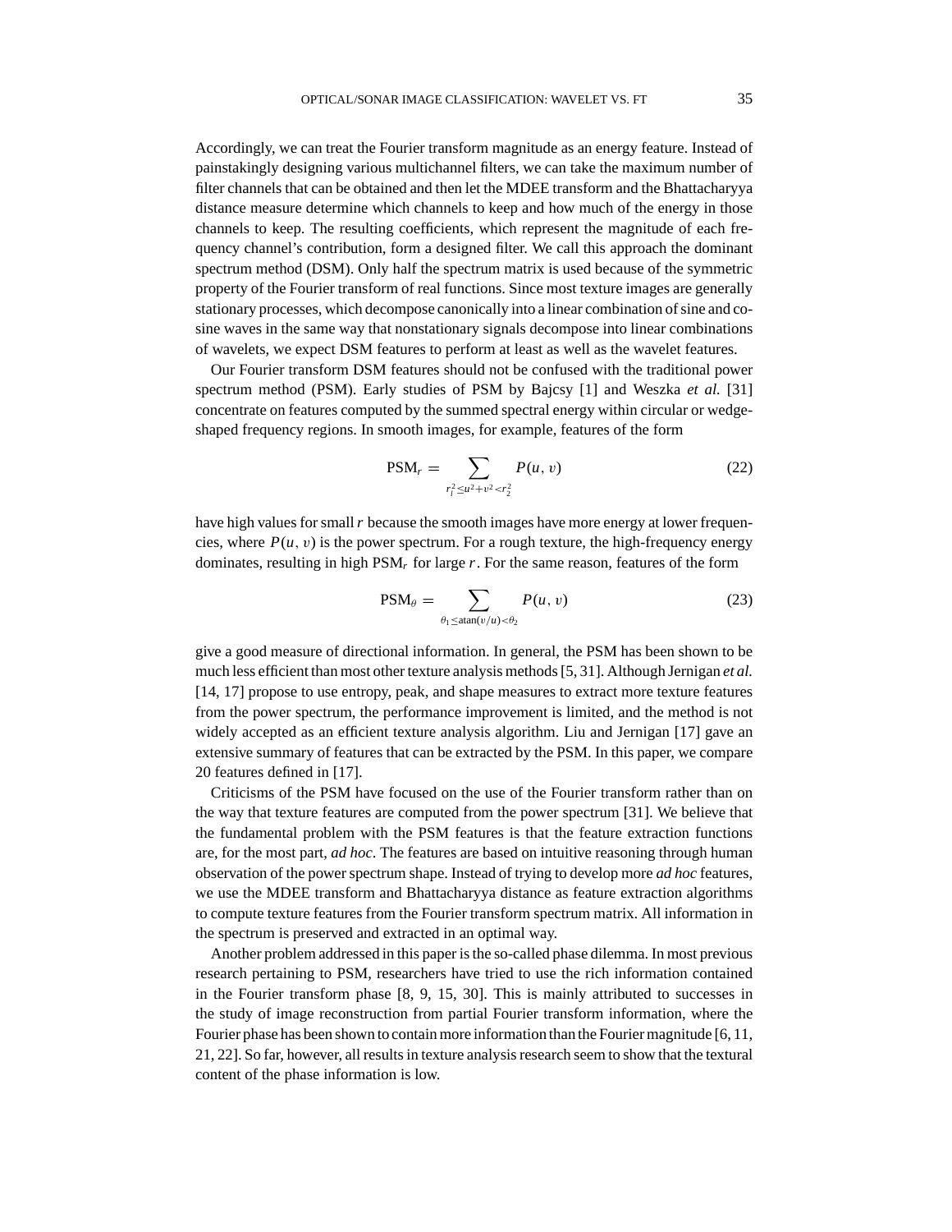Accordingly, we can treat the Fourier transform magnitude as an energy feature. Instead of painstakingly designing various multichannel filters, we can take the maximum number of filter channels that can be obtained and then let the MDEE transform and the Bhattacharyya distance measure determine which channels to keep and how much of the energy in those channels to keep. The resulting coefficients, which represent the magnitude of each frequency channel's contribution, form a designed filter. We call this approach the dominant spectrum method (DSM). Only half the spectrum matrix is used because of the symmetric property of the Fourier transform of real functions. Since most texture images are generally stationary processes, which decompose canonically into a linear combination of sine and cosine waves in the same way that nonstationary signals decompose into linear combinations of wavelets, we expect DSM features to perform at least as well as the wavelet features.

Our Fourier transform DSM features should not be confused with the traditional power spectrum method (PSM). Early studies of PSM by Bajcsy [1] and Weszka *et al.* [31] concentrate on features computed by the summed spectral energy within circular or wedge-shaped frequency regions. In smooth images, for example, features of the form

$$\mathrm{PSM}_r = \sum_{r_1^2 \le u^2+v^2 < r_2^2} P(u, v) \tag{22}$$

have high values for small $r$ because the smooth images have more energy at lower frequencies, where $P(u, v)$ is the power spectrum. For a rough texture, the high-frequency energy dominates, resulting in high $\mathrm{PSM}_r$ for large $r$. For the same reason, features of the form

$$\mathrm{PSM}_\theta = \sum_{\theta_1 \le \mathrm{atan}(v/u) < \theta_2} P(u, v) \tag{23}$$

give a good measure of directional information. In general, the PSM has been shown to be much less efficient than most other texture analysis methods [5, 31]. Although Jernigan *et al.* [14, 17] propose to use entropy, peak, and shape measures to extract more texture features from the power spectrum, the performance improvement is limited, and the method is not widely accepted as an efficient texture analysis algorithm. Liu and Jernigan [17] gave an extensive summary of features that can be extracted by the PSM. In this paper, we compare 20 features defined in [17].

Criticisms of the PSM have focused on the use of the Fourier transform rather than on the way that texture features are computed from the power spectrum [31]. We believe that the fundamental problem with the PSM features is that the feature extraction functions are, for the most part, *ad hoc*. The features are based on intuitive reasoning through human observation of the power spectrum shape. Instead of trying to develop more *ad hoc* features, we use the MDEE transform and Bhattacharyya distance as feature extraction algorithms to compute texture features from the Fourier transform spectrum matrix. All information in the spectrum is preserved and extracted in an optimal way.

Another problem addressed in this paper is the so-called phase dilemma. In most previous research pertaining to PSM, researchers have tried to use the rich information contained in the Fourier transform phase [8, 9, 15, 30]. This is mainly attributed to successes in the study of image reconstruction from partial Fourier transform information, where the Fourier phase has been shown to contain more information than the Fourier magnitude [6, 11, 21, 22]. So far, however, all results in texture analysis research seem to show that the textural content of the phase information is low.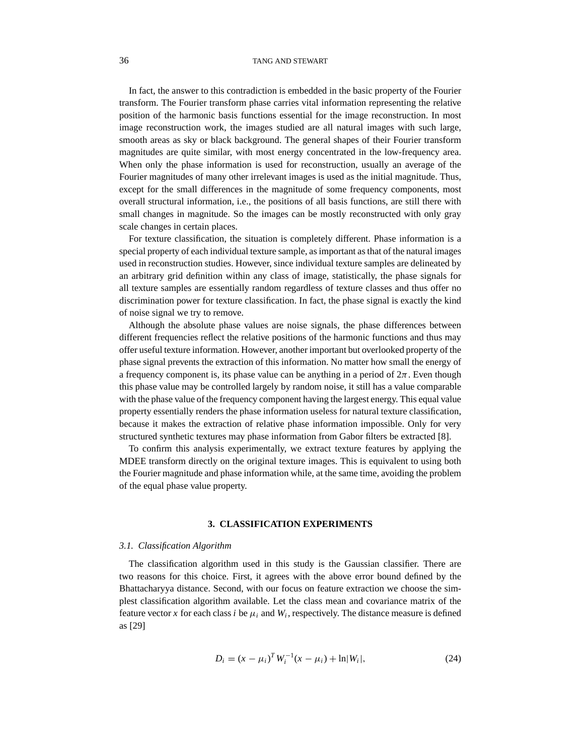In fact, the answer to this contradiction is embedded in the basic property of the Fourier transform. The Fourier transform phase carries vital information representing the relative position of the harmonic basis functions essential for the image reconstruction. In most image reconstruction work, the images studied are all natural images with such large, smooth areas as sky or black background. The general shapes of their Fourier transform magnitudes are quite similar, with most energy concentrated in the low-frequency area. When only the phase information is used for reconstruction, usually an average of the Fourier magnitudes of many other irrelevant images is used as the initial magnitude. Thus, except for the small differences in the magnitude of some frequency components, most overall structural information, i.e., the positions of all basis functions, are still there with small changes in magnitude. So the images can be mostly reconstructed with only gray scale changes in certain places.

For texture classification, the situation is completely different. Phase information is a special property of each individual texture sample, as important as that of the natural images used in reconstruction studies. However, since individual texture samples are delineated by an arbitrary grid definition within any class of image, statistically, the phase signals for all texture samples are essentially random regardless of texture classes and thus offer no discrimination power for texture classification. In fact, the phase signal is exactly the kind of noise signal we try to remove.

Although the absolute phase values are noise signals, the phase differences between different frequencies reflect the relative positions of the harmonic functions and thus may offer useful texture information. However, another important but overlooked property of the phase signal prevents the extraction of this information. No matter how small the energy of a frequency component is, its phase value can be anything in a period of $2\pi$. Even though this phase value may be controlled largely by random noise, it still has a value comparable with the phase value of the frequency component having the largest energy. This equal value property essentially renders the phase information useless for natural texture classification, because it makes the extraction of relative phase information impossible. Only for very structured synthetic textures may phase information from Gabor filters be extracted [8].

To confirm this analysis experimentally, we extract texture features by applying the MDEE transform directly on the original texture images. This is equivalent to using both the Fourier magnitude and phase information while, at the same time, avoiding the problem of the equal phase value property.

## 3. CLASSIFICATION EXPERIMENTS

### 3.1. *Classification Algorithm*

The classification algorithm used in this study is the Gaussian classifier. There are two reasons for this choice. First, it agrees with the above error bound defined by the Bhattacharyya distance. Second, with our focus on feature extraction we choose the simplest classification algorithm available. Let the class mean and covariance matrix of the feature vector $x$ for each class $i$ be $\mu_i$ and $W_i$, respectively. The distance measure is defined as [29]

$$D_i = (x - \mu_i)^T W_i^{-1}(x - \mu_i) + \ln|W_i|, \tag{24}$$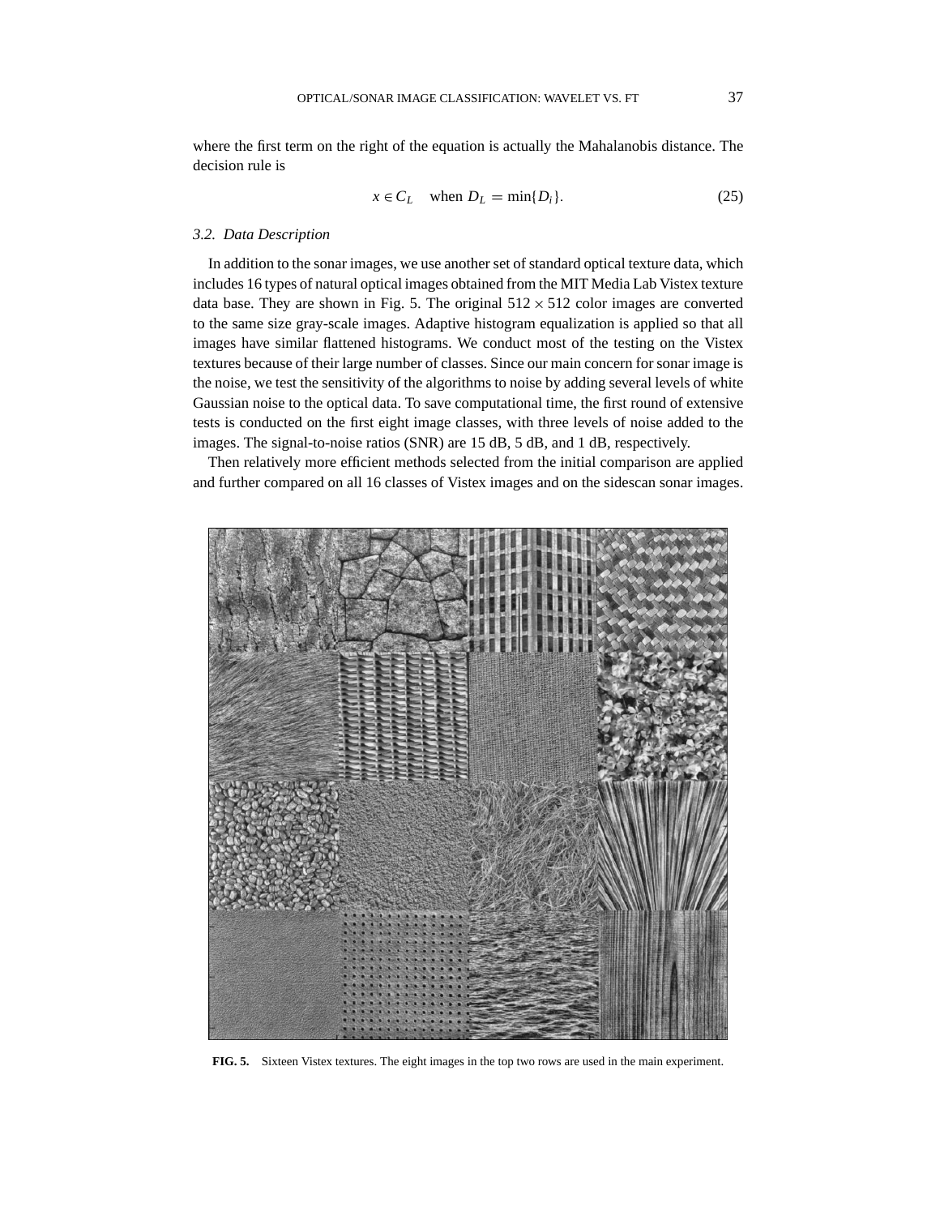where the first term on the right of the equation is actually the Mahalanobis distance. The decision rule is

$$x \in C_L \quad \text{when } D_L = \min\{D_i\}. \tag{25}$$

### *3.2. Data Description*

In addition to the sonar images, we use another set of standard optical texture data, which includes 16 types of natural optical images obtained from the MIT Media Lab Vistex texture data base. They are shown in Fig. 5. The original $512 \times 512$ color images are converted to the same size gray-scale images. Adaptive histogram equalization is applied so that all images have similar flattened histograms. We conduct most of the testing on the Vistex textures because of their large number of classes. Since our main concern for sonar image is the noise, we test the sensitivity of the algorithms to noise by adding several levels of white Gaussian noise to the optical data. To save computational time, the first round of extensive tests is conducted on the first eight image classes, with three levels of noise added to the images. The signal-to-noise ratios (SNR) are 15 dB, 5 dB, and 1 dB, respectively.

Then relatively more efficient methods selected from the initial comparison are applied and further compared on all 16 classes of Vistex images and on the sidescan sonar images.

**FIG. 5.** Sixteen Vistex textures. The eight images in the top two rows are used in the main experiment.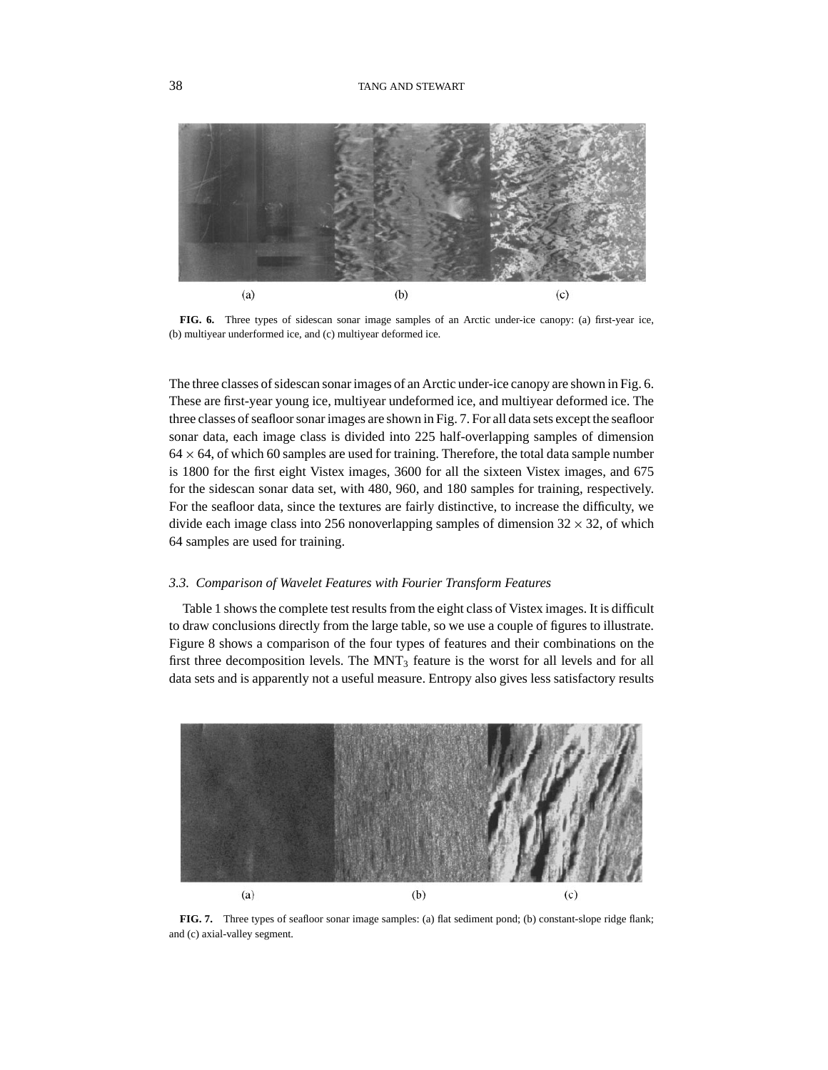FIG. 6. Three types of sidescan sonar image samples of an Arctic under-ice canopy: (a) first-year ice, (b) multiyear underformed ice, and (c) multiyear deformed ice.

The three classes of sidescan sonar images of an Arctic under-ice canopy are shown in Fig. 6. These are first-year young ice, multiyear undeformed ice, and multiyear deformed ice. The three classes of seafloor sonar images are shown in Fig. 7. For all data sets except the seafloor sonar data, each image class is divided into 225 half-overlapping samples of dimension $64 \times 64$, of which 60 samples are used for training. Therefore, the total data sample number is 1800 for the first eight Vistex images, 3600 for all the sixteen Vistex images, and 675 for the sidescan sonar data set, with 480, 960, and 180 samples for training, respectively. For the seafloor data, since the textures are fairly distinctive, to increase the difficulty, we divide each image class into 256 nonoverlapping samples of dimension $32 \times 32$, of which 64 samples are used for training.

### 3.3. Comparison of Wavelet Features with Fourier Transform Features

Table 1 shows the complete test results from the eight class of Vistex images. It is difficult to draw conclusions directly from the large table, so we use a couple of figures to illustrate. Figure 8 shows a comparison of the four types of features and their combinations on the first three decomposition levels. The $\text{MNT}_3$ feature is the worst for all levels and for all data sets and is apparently not a useful measure. Entropy also gives less satisfactory results

FIG. 7. Three types of seafloor sonar image samples: (a) flat sediment pond; (b) constant-slope ridge flank; and (c) axial-valley segment.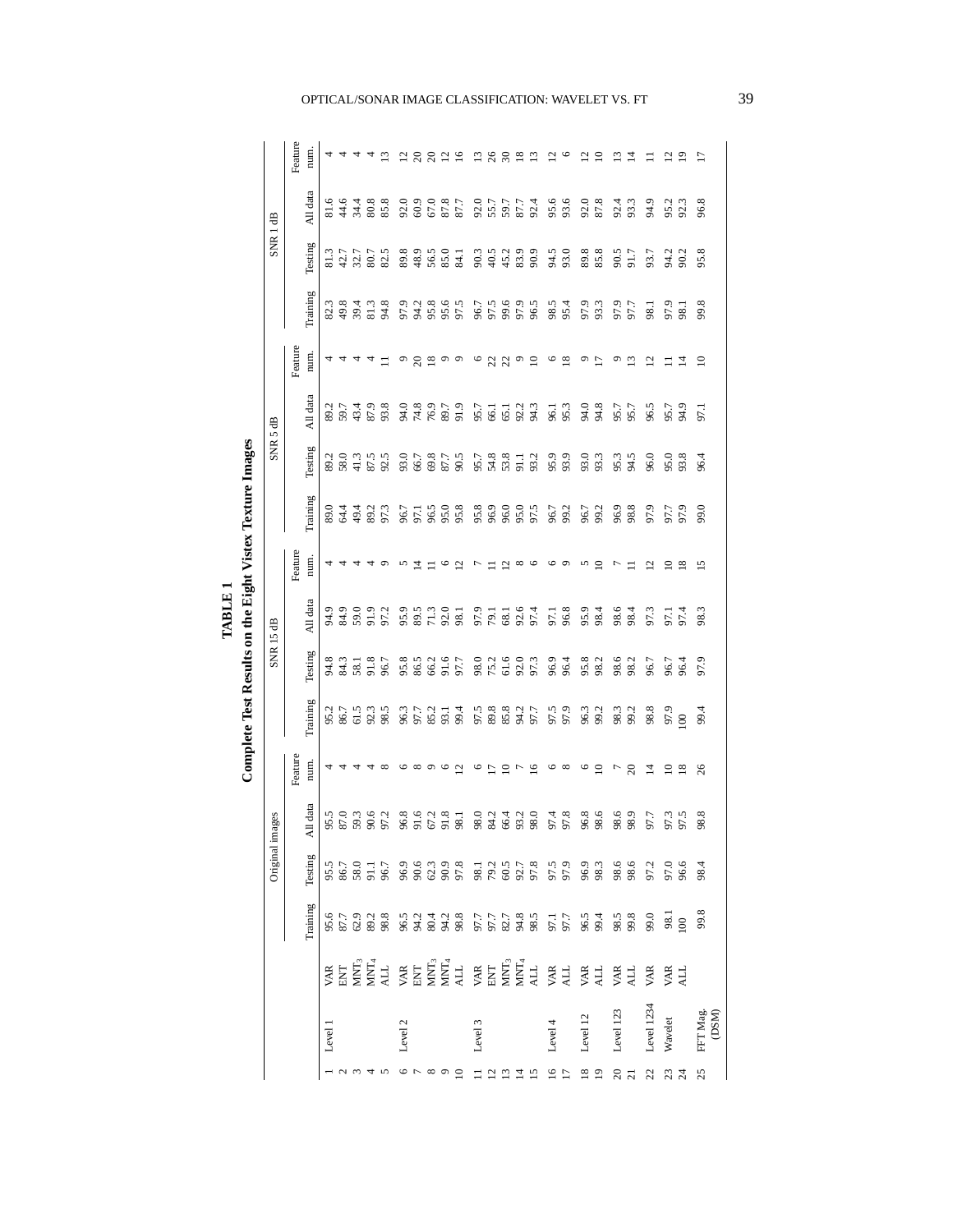**TABLE 1**

**Complete Test Results on the Eight Vistex Texture Images**

| | | | Original images | | | | SNR 15 dB | | | | SNR 5 dB | | | | SNR 1 dB | | | |
|---|---|---|---|---|---|---|---|---|---|---|---|---|---|---|---|---|---|---|
| | | | Training | Testing | All data | Feature num. | Training | Testing | All data | Feature num. | Training | Testing | All data | Feature num. | Training | Testing | All data | Feature num. |
| 1 | Level 1 | VAR | 95.6 | 95.5 | 95.5 | 4 | 95.2 | 94.8 | 94.9 | 4 | 89.0 | 89.2 | 89.2 | 4 | 82.3 | 81.3 | 81.6 | 4 |
| 2 | | ENT | 87.7 | 86.7 | 87.0 | 4 | 86.7 | 84.3 | 84.9 | 4 | 64.4 | 58.0 | 59.7 | 4 | 49.8 | 42.7 | 44.6 | 4 |
| 3 | | $MNT_3$ | 62.9 | 58.0 | 59.3 | 4 | 61.5 | 58.1 | 59.0 | 4 | 49.4 | 41.3 | 43.4 | 4 | 39.4 | 32.7 | 34.4 | 4 |
| 4 | | $MNT_4$ | 89.2 | 91.1 | 90.6 | 4 | 92.3 | 91.8 | 91.9 | 4 | 89.2 | 87.5 | 87.9 | 4 | 81.3 | 80.7 | 80.8 | 4 |
| 5 | | ALL | 98.8 | 96.7 | 97.2 | 8 | 98.5 | 96.7 | 97.2 | 9 | 97.3 | 92.5 | 93.8 | 11 | 94.8 | 82.5 | 85.8 | 13 |
| 6 | Level 2 | VAR | 96.5 | 96.9 | 96.8 | 6 | 96.3 | 95.8 | 95.9 | 5 | 96.7 | 93.0 | 94.0 | 9 | 97.9 | 89.8 | 92.0 | 12 |
| 7 | | ENT | 94.2 | 90.6 | 91.6 | 8 | 97.7 | 86.5 | 89.5 | 14 | 97.1 | 66.7 | 74.8 | 20 | 94.2 | 48.9 | 60.9 | 20 |
| 8 | | $MNT_3$ | 80.4 | 62.3 | 67.2 | 9 | 85.2 | 66.2 | 71.3 | 11 | 96.5 | 69.8 | 76.9 | 18 | 95.8 | 56.5 | 67.0 | 20 |
| 9 | | $MNT_4$ | 94.2 | 90.9 | 91.8 | 6 | 93.1 | 91.6 | 92.0 | 6 | 95.0 | 87.7 | 89.7 | 9 | 95.6 | 85.0 | 87.8 | 12 |
| 10 | | ALL | 98.8 | 97.8 | 98.1 | 12 | 99.4 | 97.7 | 98.1 | 12 | 95.8 | 90.5 | 91.9 | 9 | 97.5 | 84.1 | 87.7 | 16 |
| 11 | Level 3 | VAR | 97.7 | 98.1 | 98.0 | 6 | 97.5 | 98.0 | 97.9 | 7 | 95.8 | 95.7 | 95.7 | 6 | 96.7 | 90.3 | 92.0 | 13 |
| 12 | | ENT | 97.7 | 79.2 | 84.2 | 17 | 89.8 | 75.2 | 79.1 | 11 | 96.9 | 54.8 | 66.1 | 22 | 97.5 | 40.5 | 55.7 | 26 |
| 13 | | $MNT_3$ | 82.7 | 60.5 | 66.4 | 10 | 85.8 | 61.6 | 68.1 | 12 | 96.0 | 53.8 | 65.1 | 22 | 99.6 | 45.2 | 59.7 | 30 |
| 14 | | $MNT_4$ | 94.8 | 92.7 | 93.2 | 7 | 94.2 | 92.0 | 92.6 | 8 | 95.0 | 91.1 | 92.2 | 9 | 97.9 | 83.9 | 87.7 | 18 |
| 15 | | ALL | 98.5 | 97.8 | 98.0 | 16 | 97.7 | 97.3 | 97.4 | 6 | 97.5 | 93.2 | 94.3 | 10 | 96.5 | 90.9 | 92.4 | 13 |
| 16 | Level 4 | VAR | 97.1 | 97.5 | 97.4 | 6 | 97.5 | 96.9 | 97.1 | 6 | 96.7 | 95.9 | 96.1 | 6 | 98.5 | 94.5 | 95.6 | 12 |
| 17 | | ALL | 97.7 | 97.9 | 97.8 | 8 | 97.9 | 96.4 | 96.8 | 9 | 99.2 | 93.9 | 95.3 | 18 | 95.4 | 93.0 | 93.6 | 6 |
| 18 | Level 12 | VAR | 96.5 | 96.9 | 96.8 | 6 | 96.3 | 95.8 | 95.9 | 5 | 96.7 | 93.0 | 94.0 | 9 | 97.9 | 89.8 | 92.0 | 12 |
| 19 | | ALL | 99.4 | 98.3 | 98.6 | 10 | 99.2 | 98.2 | 98.4 | 10 | 99.2 | 93.3 | 94.8 | 17 | 93.3 | 85.8 | 87.8 | 10 |
| 20 | Level 123 | VAR | 98.5 | 98.6 | 98.6 | 7 | 98.3 | 98.6 | 98.6 | 7 | 96.9 | 95.3 | 95.7 | 9 | 97.9 | 90.5 | 92.4 | 13 |
| 21 | | ALL | 99.8 | 98.6 | 98.9 | 20 | 99.2 | 98.2 | 98.4 | 11 | 98.8 | 94.5 | 95.7 | 13 | 97.7 | 91.7 | 93.3 | 14 |
| 22 | Level 1234 | VAR | 99.0 | 97.2 | 97.7 | 14 | 98.8 | 96.7 | 97.3 | 12 | 97.9 | 96.0 | 96.5 | 12 | 98.1 | 93.7 | 94.9 | 11 |
| 23 | Wavelet | VAR | 98.1 | 97.0 | 97.3 | 10 | 97.9 | 96.7 | 97.1 | 10 | 97.7 | 95.0 | 95.7 | 11 | 97.9 | 94.2 | 95.2 | 12 |
| 24 | | ALL | 100 | 96.6 | 97.5 | 18 | 100 | 96.4 | 97.4 | 18 | 97.9 | 93.8 | 94.9 | 14 | 98.1 | 90.2 | 92.3 | 19 |
| 25 | FFT Mag. (DSM) | | 99.8 | 98.4 | 98.8 | 26 | 99.4 | 97.9 | 98.3 | 15 | 99.0 | 96.4 | 97.1 | 10 | 99.8 | 95.8 | 96.8 | 17 |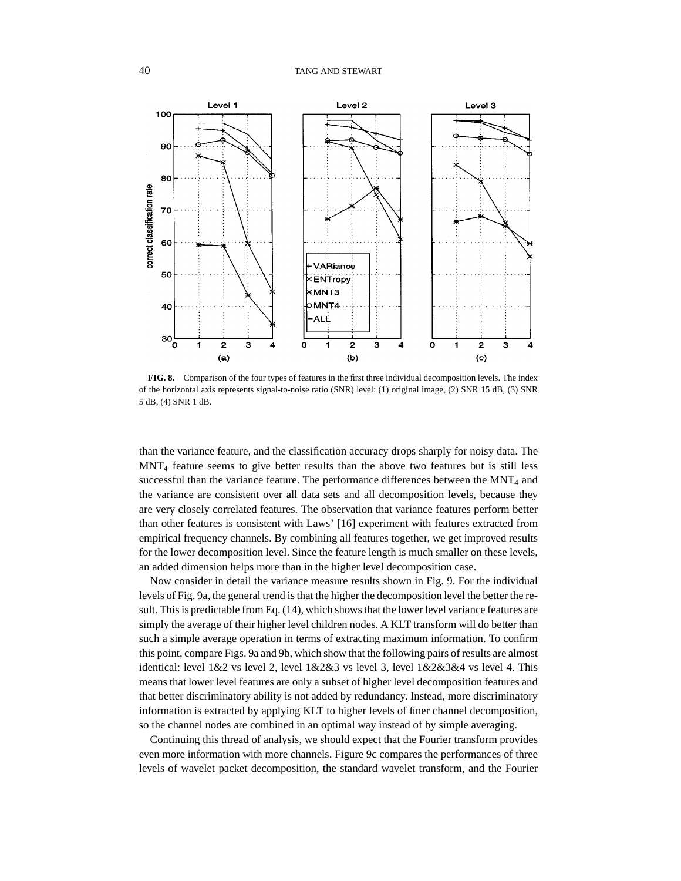**FIG. 8.** Comparison of the four types of features in the first three individual decomposition levels. The index of the horizontal axis represents signal-to-noise ratio (SNR) level: (1) original image, (2) SNR 15 dB, (3) SNR 5 dB, (4) SNR 1 dB.

than the variance feature, and the classification accuracy drops sharply for noisy data. The $MNT_4$ feature seems to give better results than the above two features but is still less successful than the variance feature. The performance differences between the $MNT_4$ and the variance are consistent over all data sets and all decomposition levels, because they are very closely correlated features. The observation that variance features perform better than other features is consistent with Laws' [16] experiment with features extracted from empirical frequency channels. By combining all features together, we get improved results for the lower decomposition level. Since the feature length is much smaller on these levels, an added dimension helps more than in the higher level decomposition case.

Now consider in detail the variance measure results shown in Fig. 9. For the individual levels of Fig. 9a, the general trend is that the higher the decomposition level the better the result. This is predictable from Eq. (14), which shows that the lower level variance features are simply the average of their higher level children nodes. A KLT transform will do better than such a simple average operation in terms of extracting maximum information. To confirm this point, compare Figs. 9a and 9b, which show that the following pairs of results are almost identical: level 1&2 vs level 2, level 1&2&3 vs level 3, level 1&2&3&4 vs level 4. This means that lower level features are only a subset of higher level decomposition features and that better discriminatory ability is not added by redundancy. Instead, more discriminatory information is extracted by applying KLT to higher levels of finer channel decomposition, so the channel nodes are combined in an optimal way instead of by simple averaging.

Continuing this thread of analysis, we should expect that the Fourier transform provides even more information with more channels. Figure 9c compares the performances of three levels of wavelet packet decomposition, the standard wavelet transform, and the Fourier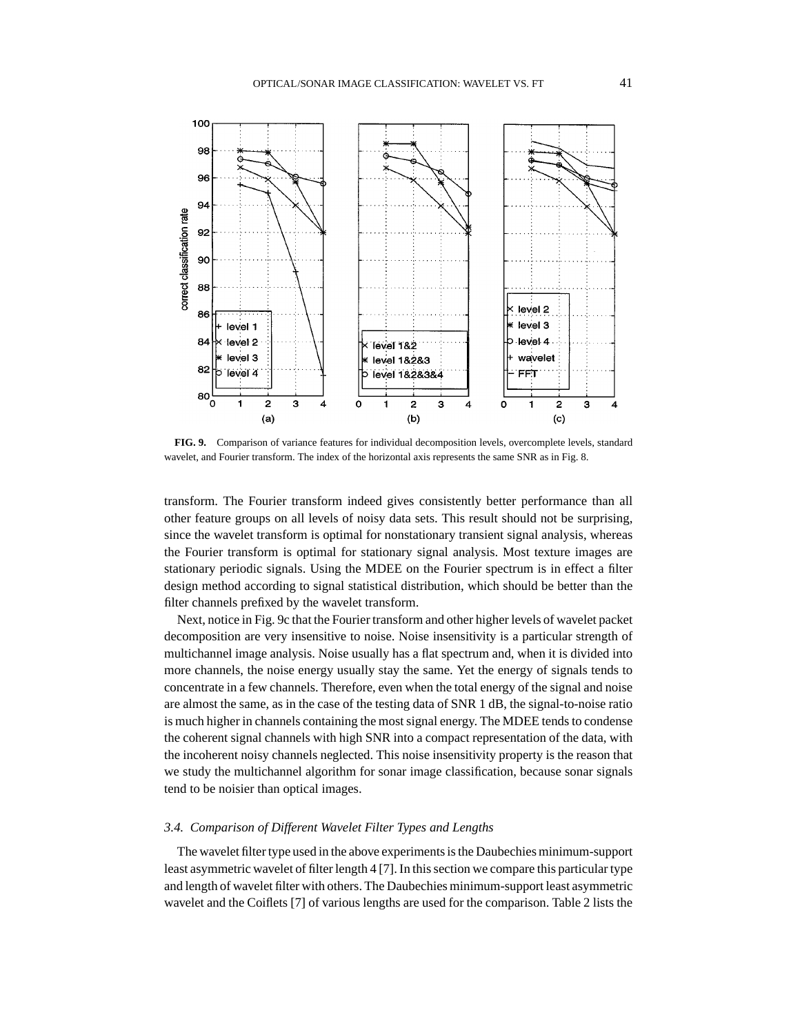**FIG. 9.** Comparison of variance features for individual decomposition levels, overcomplete levels, standard wavelet, and Fourier transform. The index of the horizontal axis represents the same SNR as in Fig. 8.

transform. The Fourier transform indeed gives consistently better performance than all other feature groups on all levels of noisy data sets. This result should not be surprising, since the wavelet transform is optimal for nonstationary transient signal analysis, whereas the Fourier transform is optimal for stationary signal analysis. Most texture images are stationary periodic signals. Using the MDEE on the Fourier spectrum is in effect a filter design method according to signal statistical distribution, which should be better than the filter channels prefixed by the wavelet transform.

Next, notice in Fig. 9c that the Fourier transform and other higher levels of wavelet packet decomposition are very insensitive to noise. Noise insensitivity is a particular strength of multichannel image analysis. Noise usually has a flat spectrum and, when it is divided into more channels, the noise energy usually stay the same. Yet the energy of signals tends to concentrate in a few channels. Therefore, even when the total energy of the signal and noise are almost the same, as in the case of the testing data of SNR 1 dB, the signal-to-noise ratio is much higher in channels containing the most signal energy. The MDEE tends to condense the coherent signal channels with high SNR into a compact representation of the data, with the incoherent noisy channels neglected. This noise insensitivity property is the reason that we study the multichannel algorithm for sonar image classification, because sonar signals tend to be noisier than optical images.

### *3.4. Comparison of Different Wavelet Filter Types and Lengths*

The wavelet filter type used in the above experiments is the Daubechies minimum-support least asymmetric wavelet of filter length 4 [7]. In this section we compare this particular type and length of wavelet filter with others. The Daubechies minimum-support least asymmetric wavelet and the Coiflets [7] of various lengths are used for the comparison. Table 2 lists the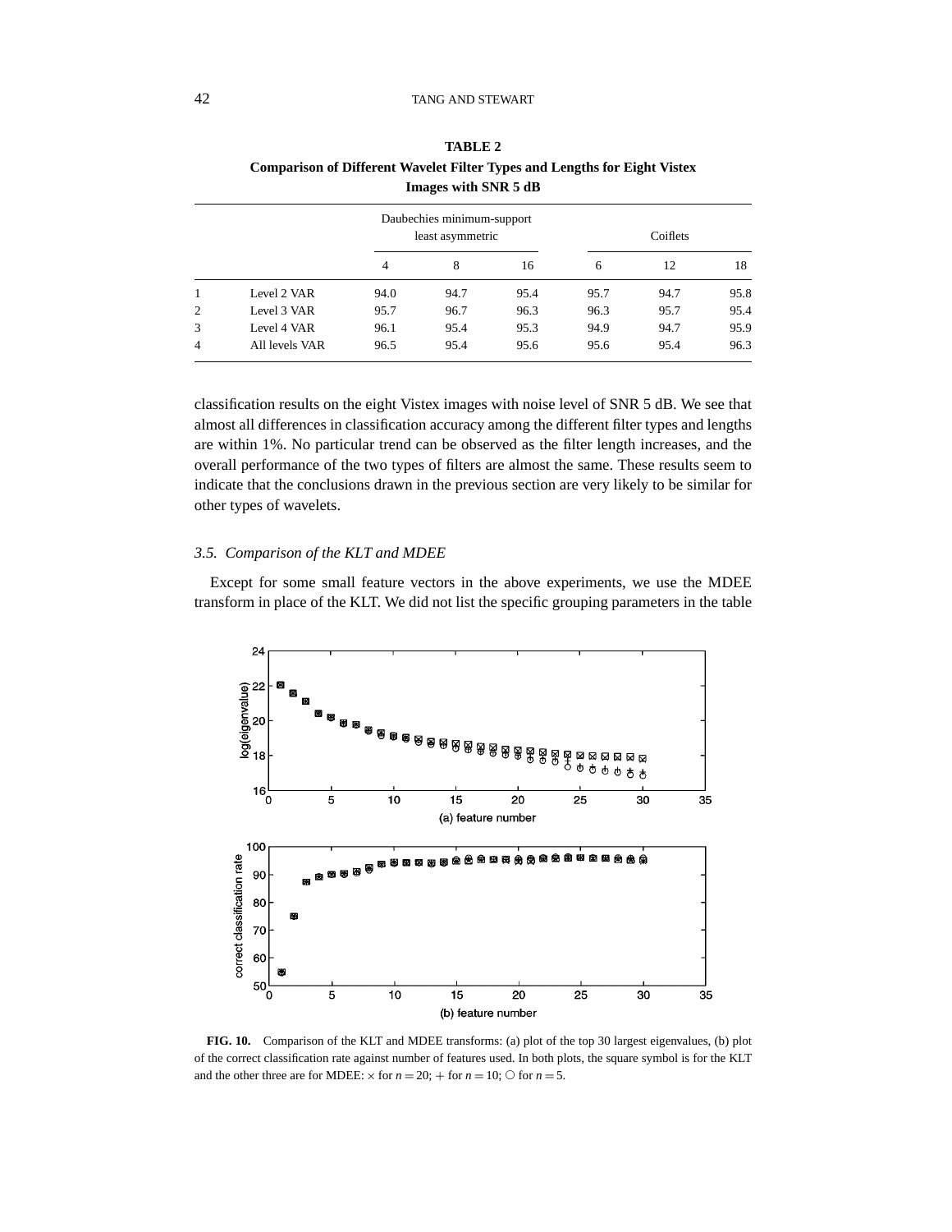**TABLE 2**
**Comparison of Different Wavelet Filter Types and Lengths for Eight Vistex Images with SNR 5 dB**

| | | Daubechies minimum-support least asymmetric | | | Coiflets | | |
|---|---|---|---|---|---|---|---|
| | | 4 | 8 | 16 | 6 | 12 | 18 |
| 1 | Level 2 VAR | 94.0 | 94.7 | 95.4 | 95.7 | 94.7 | 95.8 |
| 2 | Level 3 VAR | 95.7 | 96.7 | 96.3 | 96.3 | 95.7 | 95.4 |
| 3 | Level 4 VAR | 96.1 | 95.4 | 95.3 | 94.9 | 94.7 | 95.9 |
| 4 | All levels VAR | 96.5 | 95.4 | 95.6 | 95.6 | 95.4 | 96.3 |

classification results on the eight Vistex images with noise level of SNR 5 dB. We see that almost all differences in classification accuracy among the different filter types and lengths are within 1%. No particular trend can be observed as the filter length increases, and the overall performance of the two types of filters are almost the same. These results seem to indicate that the conclusions drawn in the previous section are very likely to be similar for other types of wavelets.

### *3.5. Comparison of the KLT and MDEE*

Except for some small feature vectors in the above experiments, we use the MDEE transform in place of the KLT. We did not list the specific grouping parameters in the table

**FIG. 10.** Comparison of the KLT and MDEE transforms: (a) plot of the top 30 largest eigenvalues, (b) plot of the correct classification rate against number of features used. In both plots, the square symbol is for the KLT and the other three are for MDEE: $\times$ for $n = 20$; $+$ for $n = 10$; $\bigcirc$ for $n = 5$.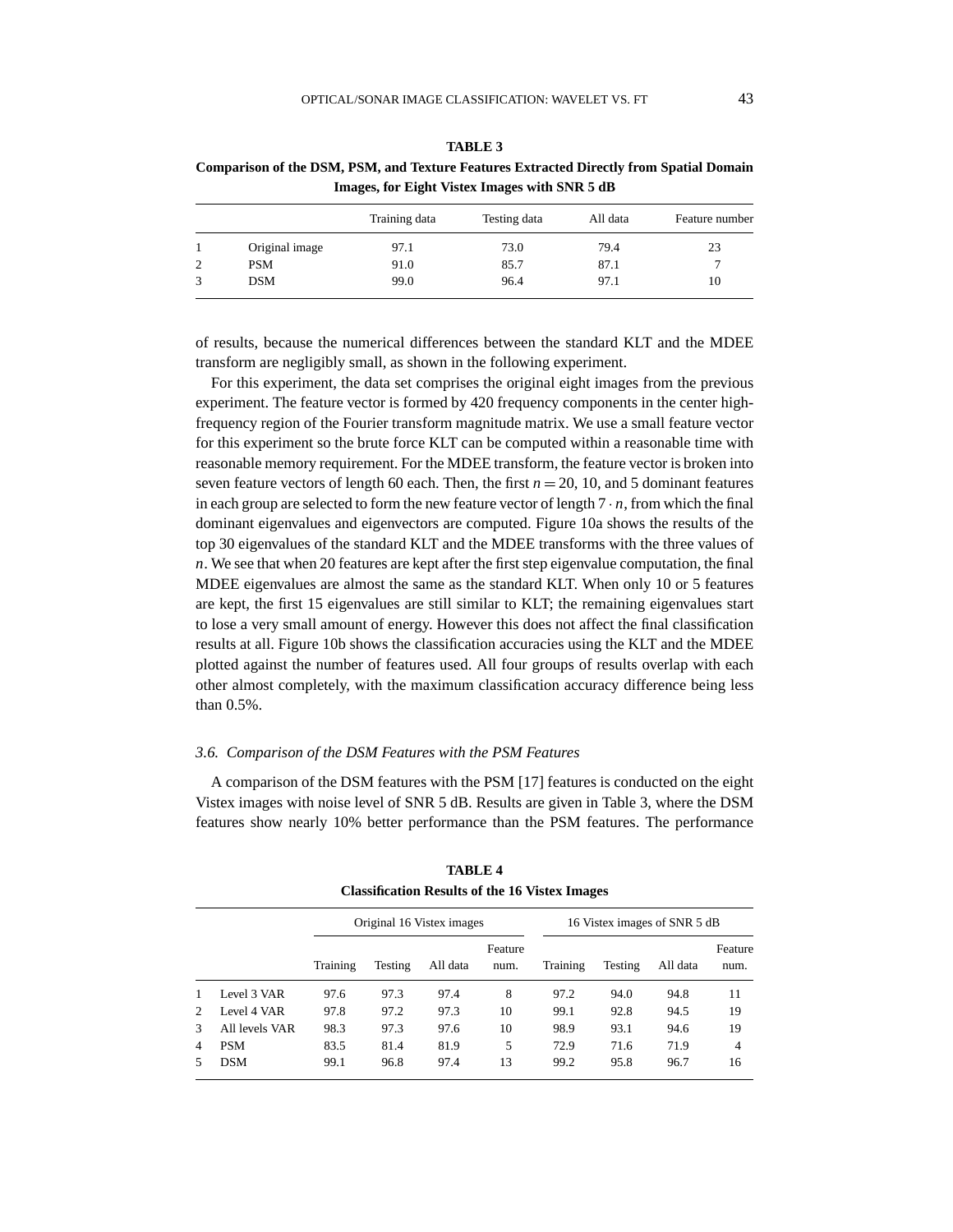**TABLE 3**
**Comparison of the DSM, PSM, and Texture Features Extracted Directly from Spatial Domain Images, for Eight Vistex Images with SNR 5 dB**

| | | Training data | Testing data | All data | Feature number |
|---|---|---|---|---|---|
| 1 | Original image | 97.1 | 73.0 | 79.4 | 23 |
| 2 | PSM | 91.0 | 85.7 | 87.1 | 7 |
| 3 | DSM | 99.0 | 96.4 | 97.1 | 10 |

of results, because the numerical differences between the standard KLT and the MDEE transform are negligibly small, as shown in the following experiment.

For this experiment, the data set comprises the original eight images from the previous experiment. The feature vector is formed by 420 frequency components in the center high-frequency region of the Fourier transform magnitude matrix. We use a small feature vector for this experiment so the brute force KLT can be computed within a reasonable time with reasonable memory requirement. For the MDEE transform, the feature vector is broken into seven feature vectors of length 60 each. Then, the first $n = 20$, 10, and 5 dominant features in each group are selected to form the new feature vector of length $7 \cdot n$, from which the final dominant eigenvalues and eigenvectors are computed. Figure 10a shows the results of the top 30 eigenvalues of the standard KLT and the MDEE transforms with the three values of $n$. We see that when 20 features are kept after the first step eigenvalue computation, the final MDEE eigenvalues are almost the same as the standard KLT. When only 10 or 5 features are kept, the first 15 eigenvalues are still similar to KLT; the remaining eigenvalues start to lose a very small amount of energy. However this does not affect the final classification results at all. Figure 10b shows the classification accuracies using the KLT and the MDEE plotted against the number of features used. All four groups of results overlap with each other almost completely, with the maximum classification accuracy difference being less than 0.5%.

### *3.6. Comparison of the DSM Features with the PSM Features*

A comparison of the DSM features with the PSM [17] features is conducted on the eight Vistex images with noise level of SNR 5 dB. Results are given in Table 3, where the DSM features show nearly 10% better performance than the PSM features. The performance

**TABLE 4**
**Classification Results of the 16 Vistex Images**

| | | Original 16 Vistex images | | | | 16 Vistex images of SNR 5 dB | | | |
|---|---|---|---|---|---|---|---|---|---|
| | | Training | Testing | All data | Feature num. | Training | Testing | All data | Feature num. |
| 1 | Level 3 VAR | 97.6 | 97.3 | 97.4 | 8 | 97.2 | 94.0 | 94.8 | 11 |
| 2 | Level 4 VAR | 97.8 | 97.2 | 97.3 | 10 | 99.1 | 92.8 | 94.5 | 19 |
| 3 | All levels VAR | 98.3 | 97.3 | 97.6 | 10 | 98.9 | 93.1 | 94.6 | 19 |
| 4 | PSM | 83.5 | 81.4 | 81.9 | 5 | 72.9 | 71.6 | 71.9 | 4 |
| 5 | DSM | 99.1 | 96.8 | 97.4 | 13 | 99.2 | 95.8 | 96.7 | 16 |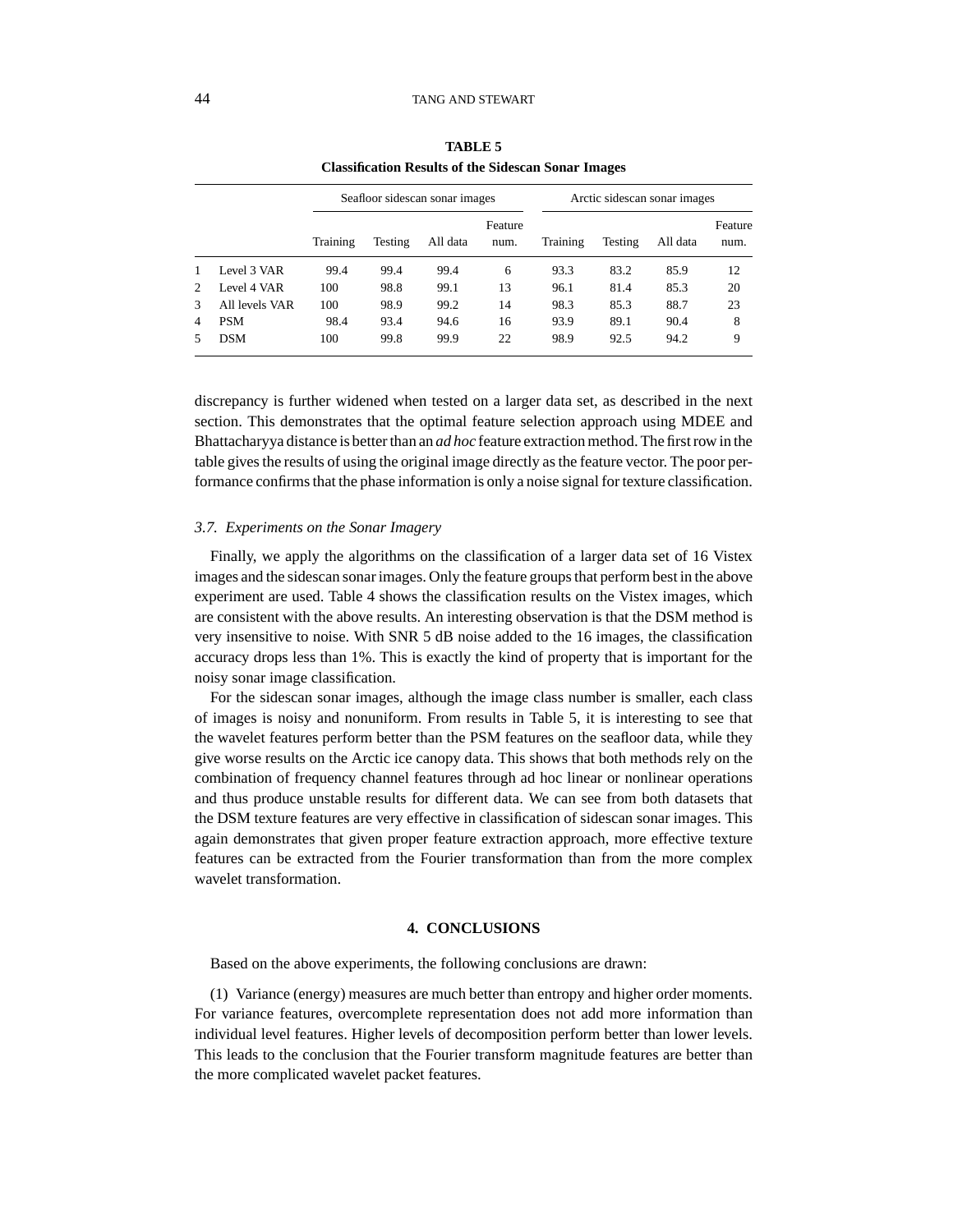**TABLE 5**
**Classification Results of the Sidescan Sonar Images**

| | | Seafloor sidescan sonar images | | | | Arctic sidescan sonar images | | | |
|---|---|---|---|---|---|---|---|---|---|
| | | Training | Testing | All data | Feature num. | Training | Testing | All data | Feature num. |
| 1 | Level 3 VAR | 99.4 | 99.4 | 99.4 | 6 | 93.3 | 83.2 | 85.9 | 12 |
| 2 | Level 4 VAR | 100 | 98.8 | 99.1 | 13 | 96.1 | 81.4 | 85.3 | 20 |
| 3 | All levels VAR | 100 | 98.9 | 99.2 | 14 | 98.3 | 85.3 | 88.7 | 23 |
| 4 | PSM | 98.4 | 93.4 | 94.6 | 16 | 93.9 | 89.1 | 90.4 | 8 |
| 5 | DSM | 100 | 99.8 | 99.9 | 22 | 98.9 | 92.5 | 94.2 | 9 |

discrepancy is further widened when tested on a larger data set, as described in the next section. This demonstrates that the optimal feature selection approach using MDEE and Bhattacharyya distance is better than an *ad hoc* feature extraction method. The first row in the table gives the results of using the original image directly as the feature vector. The poor performance confirms that the phase information is only a noise signal for texture classification.

### 3.7. Experiments on the Sonar Imagery

Finally, we apply the algorithms on the classification of a larger data set of 16 Vistex images and the sidescan sonar images. Only the feature groups that perform best in the above experiment are used. Table 4 shows the classification results on the Vistex images, which are consistent with the above results. An interesting observation is that the DSM method is very insensitive to noise. With SNR 5 dB noise added to the 16 images, the classification accuracy drops less than 1%. This is exactly the kind of property that is important for the noisy sonar image classification.

For the sidescan sonar images, although the image class number is smaller, each class of images is noisy and nonuniform. From results in Table 5, it is interesting to see that the wavelet features perform better than the PSM features on the seafloor data, while they give worse results on the Arctic ice canopy data. This shows that both methods rely on the combination of frequency channel features through ad hoc linear or nonlinear operations and thus produce unstable results for different data. We can see from both datasets that the DSM texture features are very effective in classification of sidescan sonar images. This again demonstrates that given proper feature extraction approach, more effective texture features can be extracted from the Fourier transformation than from the more complex wavelet transformation.

## 4. CONCLUSIONS

Based on the above experiments, the following conclusions are drawn:

(1) Variance (energy) measures are much better than entropy and higher order moments. For variance features, overcomplete representation does not add more information than individual level features. Higher levels of decomposition perform better than lower levels. This leads to the conclusion that the Fourier transform magnitude features are better than the more complicated wavelet packet features.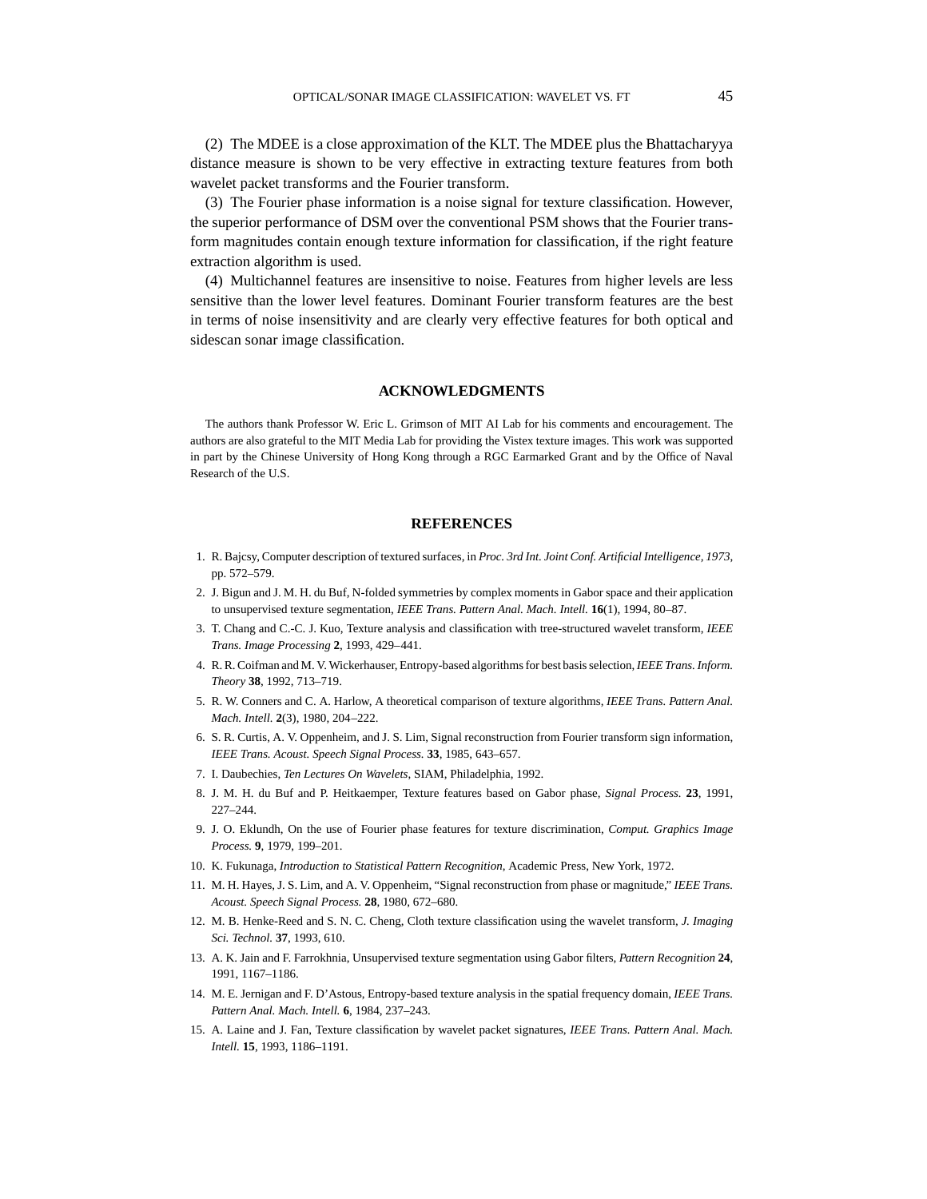(2) The MDEE is a close approximation of the KLT. The MDEE plus the Bhattacharyya distance measure is shown to be very effective in extracting texture features from both wavelet packet transforms and the Fourier transform.

(3) The Fourier phase information is a noise signal for texture classification. However, the superior performance of DSM over the conventional PSM shows that the Fourier transform magnitudes contain enough texture information for classification, if the right feature extraction algorithm is used.

(4) Multichannel features are insensitive to noise. Features from higher levels are less sensitive than the lower level features. Dominant Fourier transform features are the best in terms of noise insensitivity and are clearly very effective features for both optical and sidescan sonar image classification.

## ACKNOWLEDGMENTS

The authors thank Professor W. Eric L. Grimson of MIT AI Lab for his comments and encouragement. The authors are also grateful to the MIT Media Lab for providing the Vistex texture images. This work was supported in part by the Chinese University of Hong Kong through a RGC Earmarked Grant and by the Office of Naval Research of the U.S.

## REFERENCES

1. R. Bajcsy, Computer description of textured surfaces, in *Proc. 3rd Int. Joint Conf. Artificial Intelligence, 1973*, pp. 572–579.
2. J. Bigun and J. M. H. du Buf, N-folded symmetries by complex moments in Gabor space and their application to unsupervised texture segmentation, *IEEE Trans. Pattern Anal. Mach. Intell.* **16**(1), 1994, 80–87.
3. T. Chang and C.-C. J. Kuo, Texture analysis and classification with tree-structured wavelet transform, *IEEE Trans. Image Processing* **2**, 1993, 429–441.
4. R. R. Coifman and M. V. Wickerhauser, Entropy-based algorithms for best basis selection, *IEEE Trans. Inform. Theory* **38**, 1992, 713–719.
5. R. W. Conners and C. A. Harlow, A theoretical comparison of texture algorithms, *IEEE Trans. Pattern Anal. Mach. Intell.* **2**(3), 1980, 204–222.
6. S. R. Curtis, A. V. Oppenheim, and J. S. Lim, Signal reconstruction from Fourier transform sign information, *IEEE Trans. Acoust. Speech Signal Process.* **33**, 1985, 643–657.
7. I. Daubechies, *Ten Lectures On Wavelets*, SIAM, Philadelphia, 1992.
8. J. M. H. du Buf and P. Heitkaemper, Texture features based on Gabor phase, *Signal Process.* **23**, 1991, 227–244.
9. J. O. Eklundh, On the use of Fourier phase features for texture discrimination, *Comput. Graphics Image Process.* **9**, 1979, 199–201.
10. K. Fukunaga, *Introduction to Statistical Pattern Recognition*, Academic Press, New York, 1972.
11. M. H. Hayes, J. S. Lim, and A. V. Oppenheim, "Signal reconstruction from phase or magnitude," *IEEE Trans. Acoust. Speech Signal Process.* **28**, 1980, 672–680.
12. M. B. Henke-Reed and S. N. C. Cheng, Cloth texture classification using the wavelet transform, *J. Imaging Sci. Technol.* **37**, 1993, 610.
13. A. K. Jain and F. Farrokhnia, Unsupervised texture segmentation using Gabor filters, *Pattern Recognition* **24**, 1991, 1167–1186.
14. M. E. Jernigan and F. D'Astous, Entropy-based texture analysis in the spatial frequency domain, *IEEE Trans. Pattern Anal. Mach. Intell.* **6**, 1984, 237–243.
15. A. Laine and J. Fan, Texture classification by wavelet packet signatures, *IEEE Trans. Pattern Anal. Mach. Intell.* **15**, 1993, 1186–1191.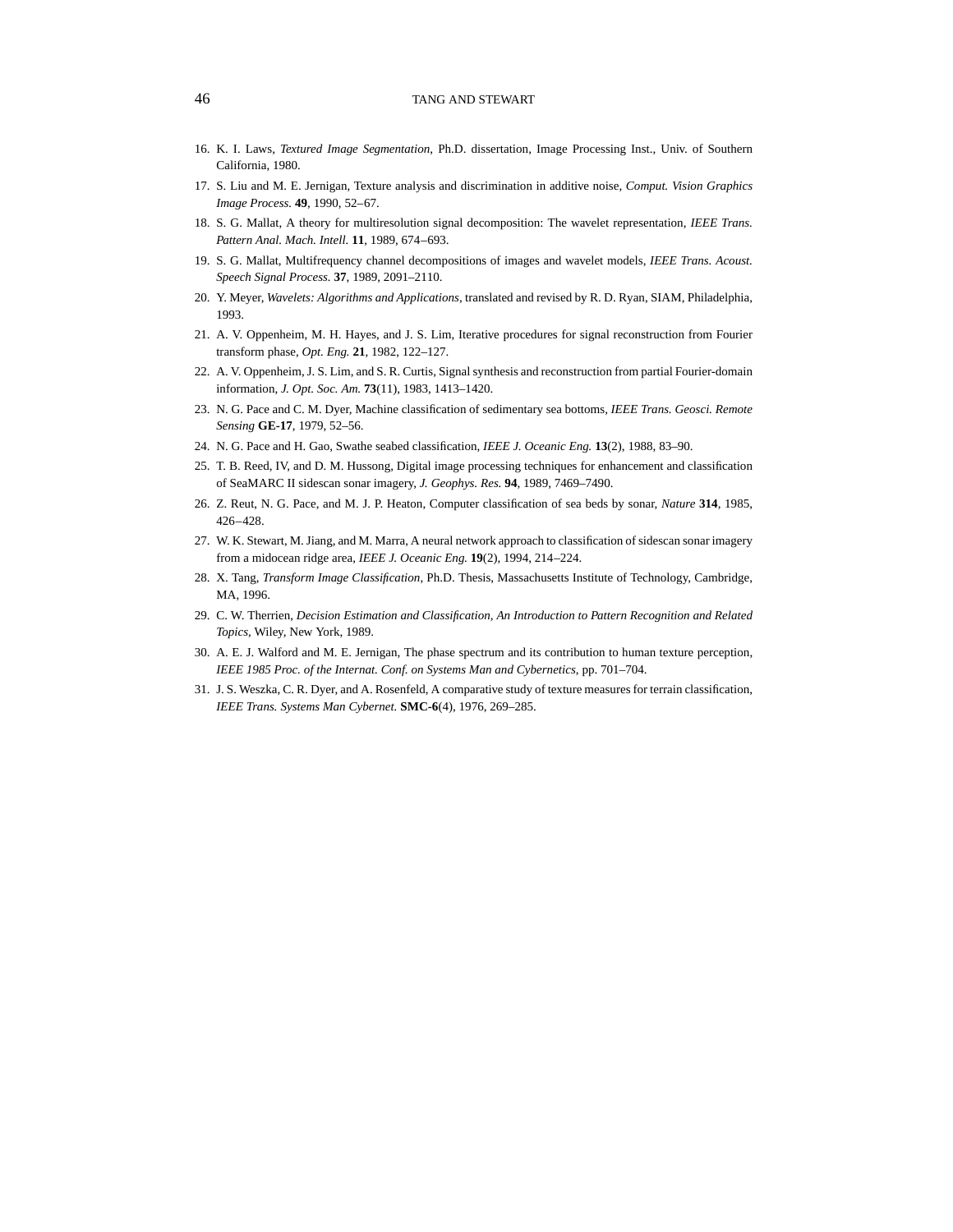16. K. I. Laws, *Textured Image Segmentation*, Ph.D. dissertation, Image Processing Inst., Univ. of Southern California, 1980.
17. S. Liu and M. E. Jernigan, Texture analysis and discrimination in additive noise, *Comput. Vision Graphics Image Process.* **49**, 1990, 52–67.
18. S. G. Mallat, A theory for multiresolution signal decomposition: The wavelet representation, *IEEE Trans. Pattern Anal. Mach. Intell.* **11**, 1989, 674–693.
19. S. G. Mallat, Multifrequency channel decompositions of images and wavelet models, *IEEE Trans. Acoust. Speech Signal Process.* **37**, 1989, 2091–2110.
20. Y. Meyer, *Wavelets: Algorithms and Applications*, translated and revised by R. D. Ryan, SIAM, Philadelphia, 1993.
21. A. V. Oppenheim, M. H. Hayes, and J. S. Lim, Iterative procedures for signal reconstruction from Fourier transform phase, *Opt. Eng.* **21**, 1982, 122–127.
22. A. V. Oppenheim, J. S. Lim, and S. R. Curtis, Signal synthesis and reconstruction from partial Fourier-domain information, *J. Opt. Soc. Am.* **73**(11), 1983, 1413–1420.
23. N. G. Pace and C. M. Dyer, Machine classification of sedimentary sea bottoms, *IEEE Trans. Geosci. Remote Sensing* **GE-17**, 1979, 52–56.
24. N. G. Pace and H. Gao, Swathe seabed classification, *IEEE J. Oceanic Eng.* **13**(2), 1988, 83–90.
25. T. B. Reed, IV, and D. M. Hussong, Digital image processing techniques for enhancement and classification of SeaMARC II sidescan sonar imagery, *J. Geophys. Res.* **94**, 1989, 7469–7490.
26. Z. Reut, N. G. Pace, and M. J. P. Heaton, Computer classification of sea beds by sonar, *Nature* **314**, 1985, 426–428.
27. W. K. Stewart, M. Jiang, and M. Marra, A neural network approach to classification of sidescan sonar imagery from a midocean ridge area, *IEEE J. Oceanic Eng.* **19**(2), 1994, 214–224.
28. X. Tang, *Transform Image Classification*, Ph.D. Thesis, Massachusetts Institute of Technology, Cambridge, MA, 1996.
29. C. W. Therrien, *Decision Estimation and Classification, An Introduction to Pattern Recognition and Related Topics*, Wiley, New York, 1989.
30. A. E. J. Walford and M. E. Jernigan, The phase spectrum and its contribution to human texture perception, *IEEE 1985 Proc. of the Internat. Conf. on Systems Man and Cybernetics*, pp. 701–704.
31. J. S. Weszka, C. R. Dyer, and A. Rosenfeld, A comparative study of texture measures for terrain classification, *IEEE Trans. Systems Man Cybernet.* **SMC-6**(4), 1976, 269–285.